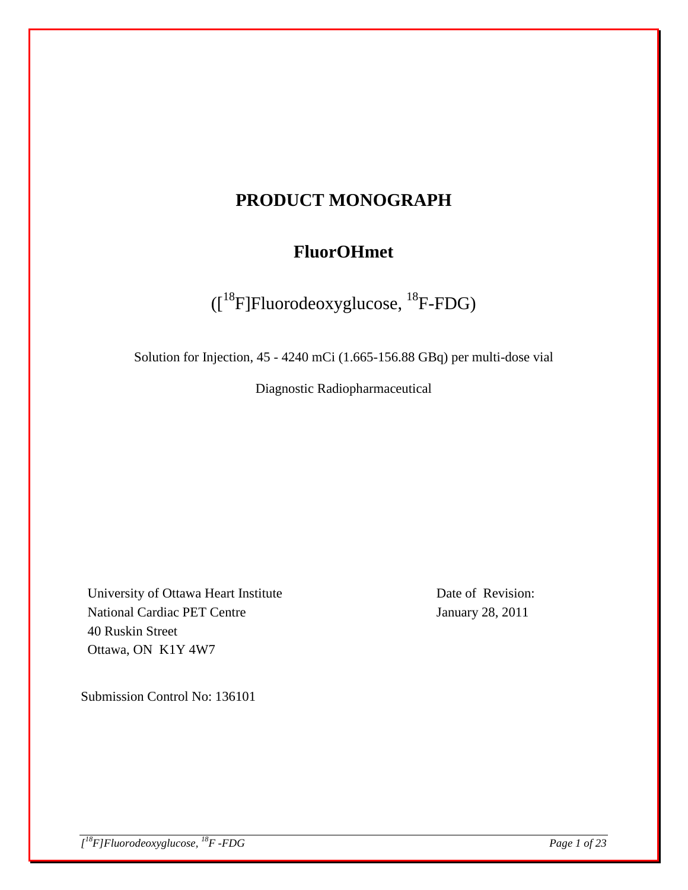# PRODUCT MONOGRAPH

## FluorOHmet

([$^{18}$F]Fluorodeoxyglucose, $^{18}$F-FDG)

Solution for Injection, 45 - 4240 mCi (1.665-156.88 GBq) per multi-dose vial

Diagnostic Radiopharmaceutical

University of Ottawa Heart Institute
National Cardiac PET Centre
40 Ruskin Street
Ottawa, ON K1Y 4W7

Date of Revision:
January 28, 2011

Submission Control No: 136101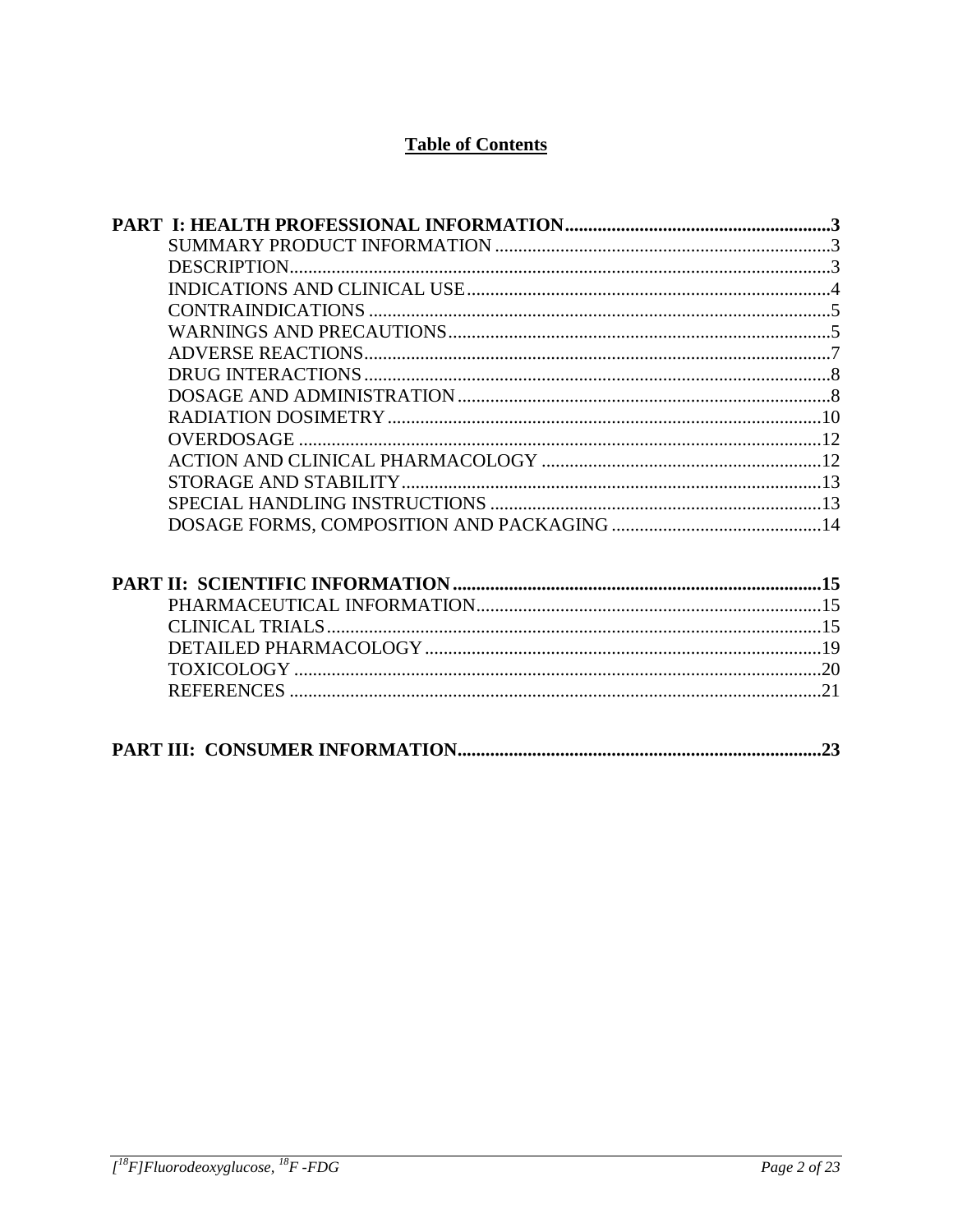## Table of Contents

**PART I: HEALTH PROFESSIONAL INFORMATION.........................................................3**

SUMMARY PRODUCT INFORMATION ........................................................................3
DESCRIPTION...................................................................................................................3
INDICATIONS AND CLINICAL USE.............................................................................4
CONTRAINDICATIONS ..................................................................................................5
WARNINGS AND PRECAUTIONS.................................................................................5
ADVERSE REACTIONS...................................................................................................7
DRUG INTERACTIONS ...................................................................................................8
DOSAGE AND ADMINISTRATION...............................................................................8
RADIATION DOSIMETRY ............................................................................................10
OVERDOSAGE ...............................................................................................................12
ACTION AND CLINICAL PHARMACOLOGY ...........................................................12
STORAGE AND STABILITY.........................................................................................13
SPECIAL HANDLING INSTRUCTIONS ......................................................................13
DOSAGE FORMS, COMPOSITION AND PACKAGING ............................................14

**PART II: SCIENTIFIC INFORMATION ..............................................................................15**

PHARMACEUTICAL INFORMATION..........................................................................15
CLINICAL TRIALS..........................................................................................................15
DETAILED PHARMACOLOGY .....................................................................................19
TOXICOLOGY .................................................................................................................20
REFERENCES .................................................................................................................21

**PART III: CONSUMER INFORMATION.............................................................................23**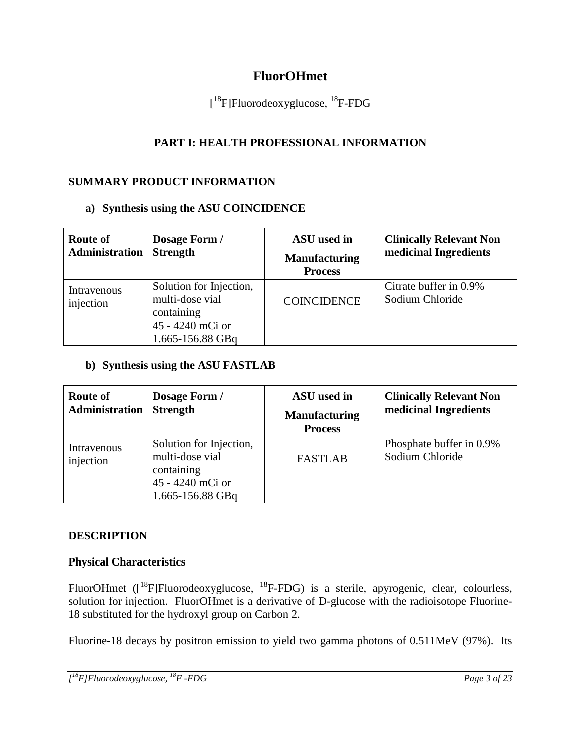# FluorOHmet

[$^{18}$F]Fluorodeoxyglucose, $^{18}$F-FDG

## PART I: HEALTH PROFESSIONAL INFORMATION

### SUMMARY PRODUCT INFORMATION

**a) Synthesis using the ASU COINCIDENCE**

| Route of Administration | Dosage Form / Strength | ASU used in Manufacturing Process | Clinically Relevant Non medicinal Ingredients |
|---|---|---|---|
| Intravenous injection | Solution for Injection, multi-dose vial containing 45 - 4240 mCi or 1.665-156.88 GBq | COINCIDENCE | Citrate buffer in 0.9% Sodium Chloride |

**b) Synthesis using the ASU FASTLAB**

| Route of Administration | Dosage Form / Strength | ASU used in Manufacturing Process | Clinically Relevant Non medicinal Ingredients |
|---|---|---|---|
| Intravenous injection | Solution for Injection, multi-dose vial containing 45 - 4240 mCi or 1.665-156.88 GBq | FASTLAB | Phosphate buffer in 0.9% Sodium Chloride |

### DESCRIPTION

**Physical Characteristics**

FluorOHmet ([$^{18}$F]Fluorodeoxyglucose, $^{18}$F-FDG) is a sterile, apyrogenic, clear, colourless, solution for injection. FluorOHmet is a derivative of D-glucose with the radioisotope Fluorine-18 substituted for the hydroxyl group on Carbon 2.

Fluorine-18 decays by positron emission to yield two gamma photons of 0.511MeV (97%). Its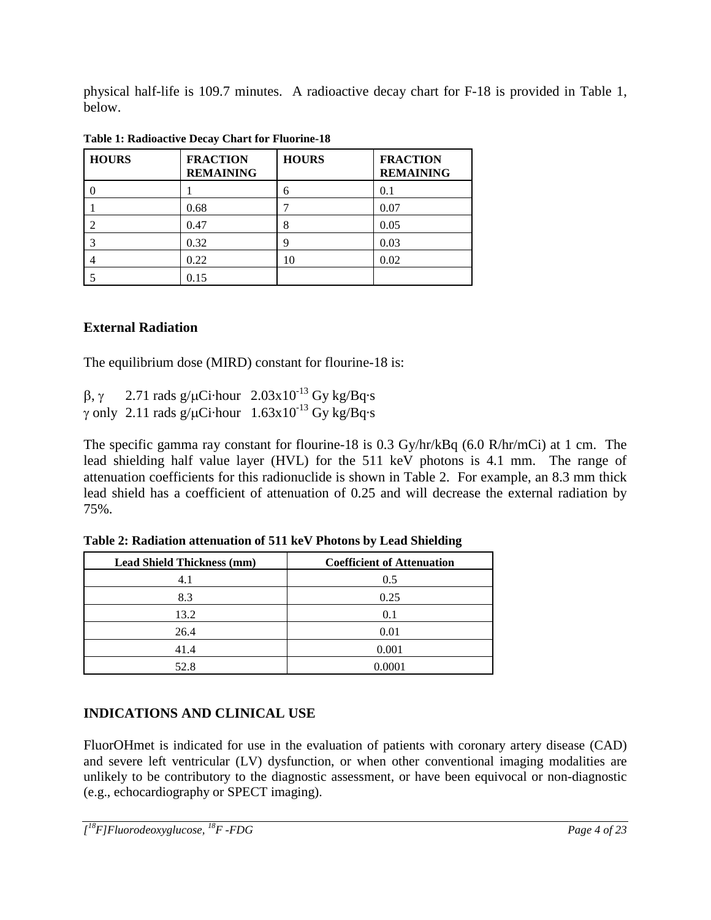physical half-life is 109.7 minutes. A radioactive decay chart for F-18 is provided in Table 1, below.

**Table 1: Radioactive Decay Chart for Fluorine-18**

| HOURS | FRACTION REMAINING | HOURS | FRACTION REMAINING |
|---|---|---|---|
| 0 | 1 | 6 | 0.1 |
| 1 | 0.68 | 7 | 0.07 |
| 2 | 0.47 | 8 | 0.05 |
| 3 | 0.32 | 9 | 0.03 |
| 4 | 0.22 | 10 | 0.02 |
| 5 | 0.15 | | |

## External Radiation

The equilibrium dose (MIRD) constant for flourine-18 is:

$\beta, \gamma$ 2.71 rads g/μCi·hour $2.03 \times 10^{-13}$ Gy kg/Bq·s
$\gamma$ only 2.11 rads g/μCi·hour $1.63 \times 10^{-13}$ Gy kg/Bq·s

The specific gamma ray constant for flourine-18 is 0.3 Gy/hr/kBq (6.0 R/hr/mCi) at 1 cm. The lead shielding half value layer (HVL) for the 511 keV photons is 4.1 mm. The range of attenuation coefficients for this radionuclide is shown in Table 2. For example, an 8.3 mm thick lead shield has a coefficient of attenuation of 0.25 and will decrease the external radiation by 75%.

**Table 2: Radiation attenuation of 511 keV Photons by Lead Shielding**

| Lead Shield Thickness (mm) | Coefficient of Attenuation |
|---|---|
| 4.1 | 0.5 |
| 8.3 | 0.25 |
| 13.2 | 0.1 |
| 26.4 | 0.01 |
| 41.4 | 0.001 |
| 52.8 | 0.0001 |

## INDICATIONS AND CLINICAL USE

FluorOHmet is indicated for use in the evaluation of patients with coronary artery disease (CAD) and severe left ventricular (LV) dysfunction, or when other conventional imaging modalities are unlikely to be contributory to the diagnostic assessment, or have been equivocal or non-diagnostic (e.g., echocardiography or SPECT imaging).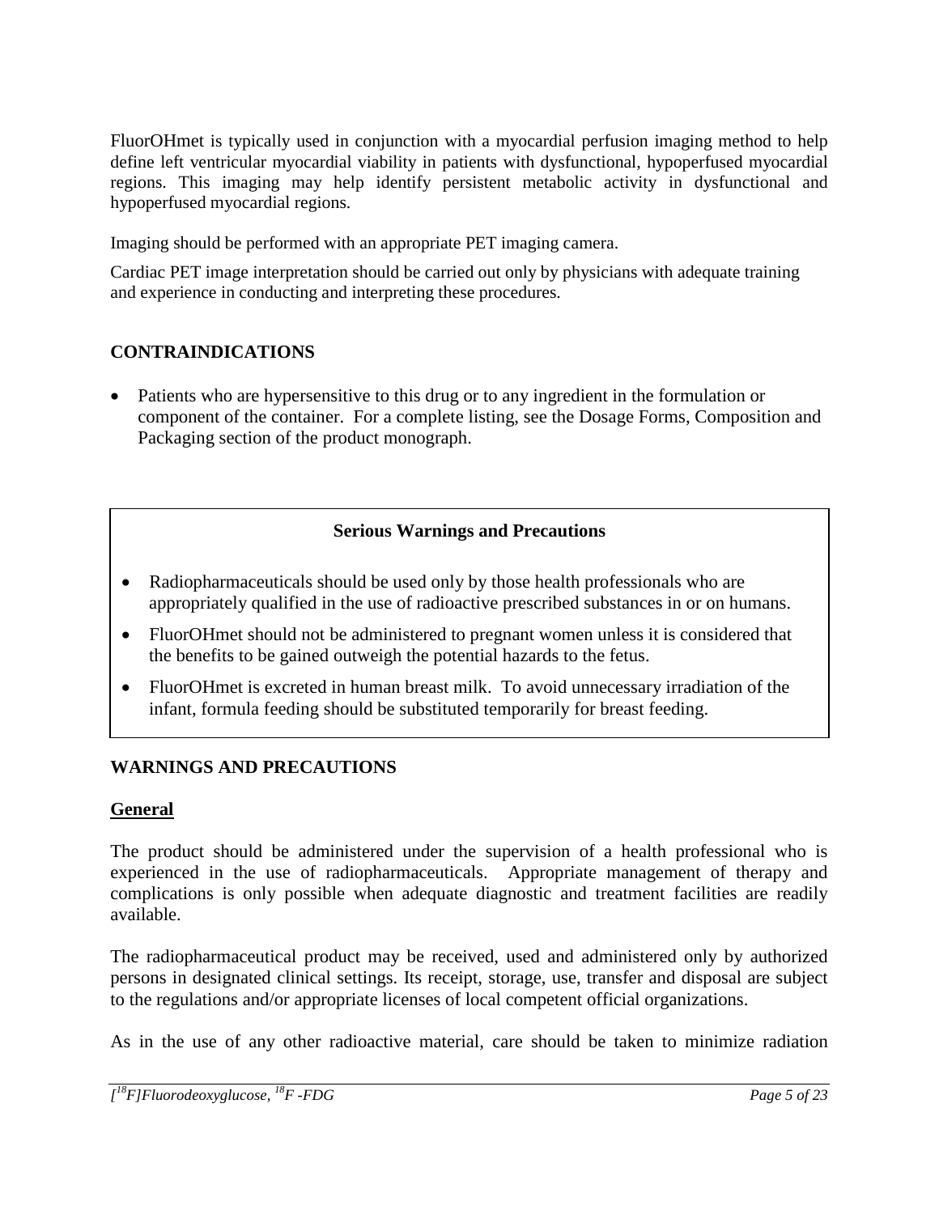FluorOHmet is typically used in conjunction with a myocardial perfusion imaging method to help define left ventricular myocardial viability in patients with dysfunctional, hypoperfused myocardial regions. This imaging may help identify persistent metabolic activity in dysfunctional and hypoperfused myocardial regions.

Imaging should be performed with an appropriate PET imaging camera.

Cardiac PET image interpretation should be carried out only by physicians with adequate training and experience in conducting and interpreting these procedures.

## CONTRAINDICATIONS

- Patients who are hypersensitive to this drug or to any ingredient in the formulation or component of the container. For a complete listing, see the Dosage Forms, Composition and Packaging section of the product monograph.

**Serious Warnings and Precautions**

- Radiopharmaceuticals should be used only by those health professionals who are appropriately qualified in the use of radioactive prescribed substances in or on humans.
- FluorOHmet should not be administered to pregnant women unless it is considered that the benefits to be gained outweigh the potential hazards to the fetus.
- FluorOHmet is excreted in human breast milk. To avoid unnecessary irradiation of the infant, formula feeding should be substituted temporarily for breast feeding.

## WARNINGS AND PRECAUTIONS

### General

The product should be administered under the supervision of a health professional who is experienced in the use of radiopharmaceuticals. Appropriate management of therapy and complications is only possible when adequate diagnostic and treatment facilities are readily available.

The radiopharmaceutical product may be received, used and administered only by authorized persons in designated clinical settings. Its receipt, storage, use, transfer and disposal are subject to the regulations and/or appropriate licenses of local competent official organizations.

As in the use of any other radioactive material, care should be taken to minimize radiation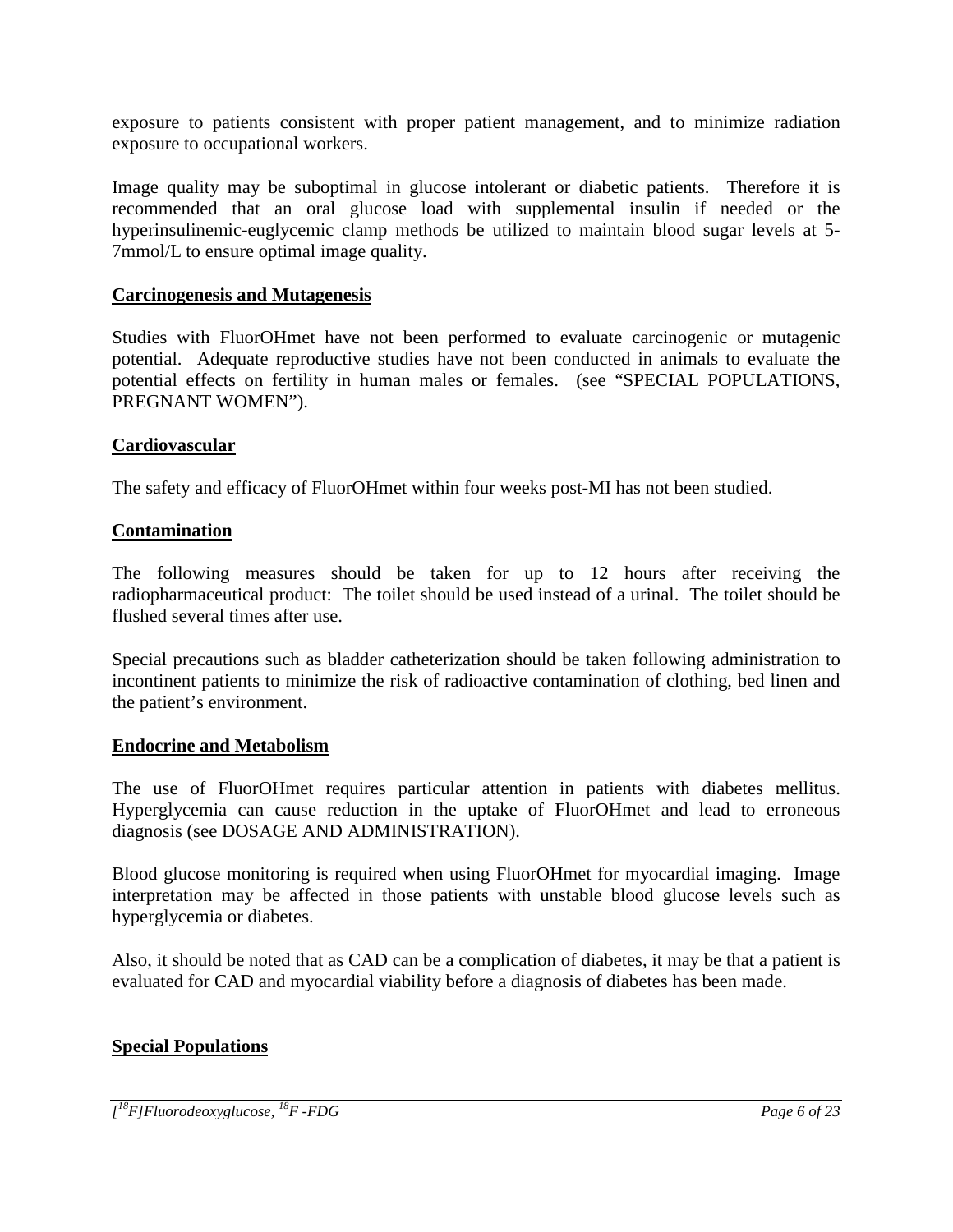exposure to patients consistent with proper patient management, and to minimize radiation exposure to occupational workers.

Image quality may be suboptimal in glucose intolerant or diabetic patients. Therefore it is recommended that an oral glucose load with supplemental insulin if needed or the hyperinsulinemic-euglycemic clamp methods be utilized to maintain blood sugar levels at 5-7mmol/L to ensure optimal image quality.

**Carcinogenesis and Mutagenesis**

Studies with FluorOHmet have not been performed to evaluate carcinogenic or mutagenic potential. Adequate reproductive studies have not been conducted in animals to evaluate the potential effects on fertility in human males or females. (see "SPECIAL POPULATIONS, PREGNANT WOMEN").

**Cardiovascular**

The safety and efficacy of FluorOHmet within four weeks post-MI has not been studied.

**Contamination**

The following measures should be taken for up to 12 hours after receiving the radiopharmaceutical product: The toilet should be used instead of a urinal. The toilet should be flushed several times after use.

Special precautions such as bladder catheterization should be taken following administration to incontinent patients to minimize the risk of radioactive contamination of clothing, bed linen and the patient's environment.

**Endocrine and Metabolism**

The use of FluorOHmet requires particular attention in patients with diabetes mellitus. Hyperglycemia can cause reduction in the uptake of FluorOHmet and lead to erroneous diagnosis (see DOSAGE AND ADMINISTRATION).

Blood glucose monitoring is required when using FluorOHmet for myocardial imaging. Image interpretation may be affected in those patients with unstable blood glucose levels such as hyperglycemia or diabetes.

Also, it should be noted that as CAD can be a complication of diabetes, it may be that a patient is evaluated for CAD and myocardial viability before a diagnosis of diabetes has been made.

**Special Populations**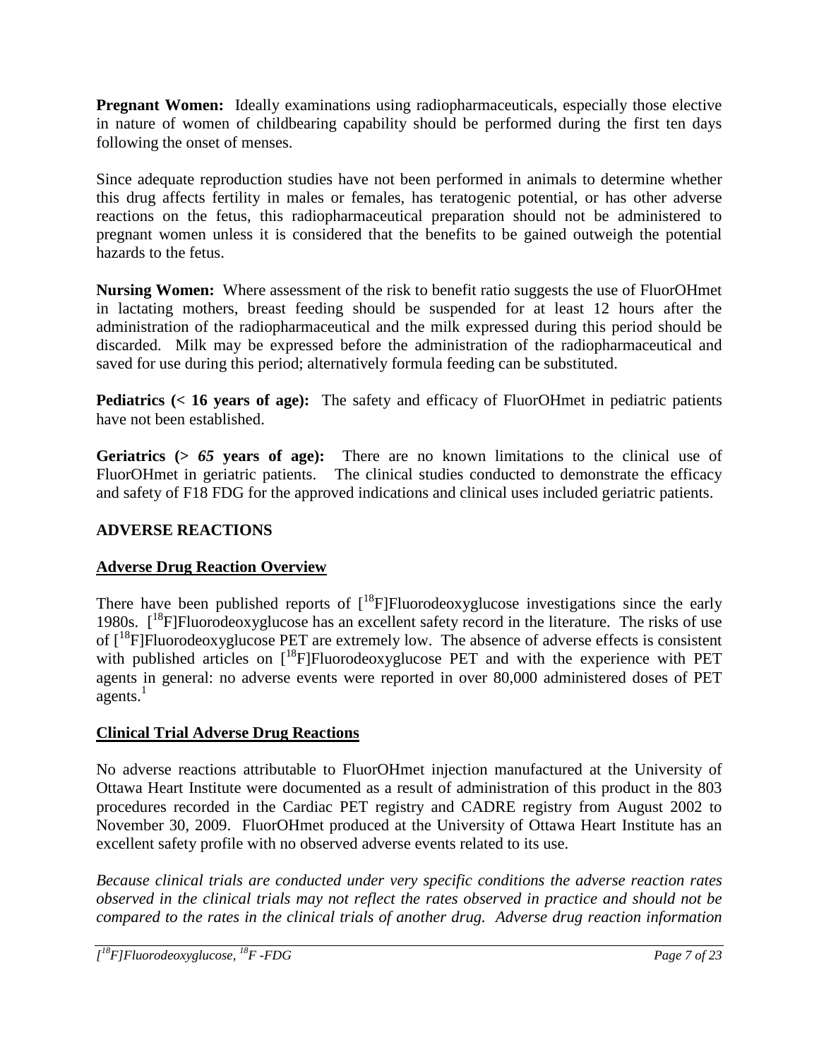**Pregnant Women:** Ideally examinations using radiopharmaceuticals, especially those elective in nature of women of childbearing capability should be performed during the first ten days following the onset of menses.

Since adequate reproduction studies have not been performed in animals to determine whether this drug affects fertility in males or females, has teratogenic potential, or has other adverse reactions on the fetus, this radiopharmaceutical preparation should not be administered to pregnant women unless it is considered that the benefits to be gained outweigh the potential hazards to the fetus.

**Nursing Women:** Where assessment of the risk to benefit ratio suggests the use of FluorOHmet in lactating mothers, breast feeding should be suspended for at least 12 hours after the administration of the radiopharmaceutical and the milk expressed during this period should be discarded. Milk may be expressed before the administration of the radiopharmaceutical and saved for use during this period; alternatively formula feeding can be substituted.

**Pediatrics (< 16 years of age):** The safety and efficacy of FluorOHmet in pediatric patients have not been established.

**Geriatrics (> *65* years of age):** There are no known limitations to the clinical use of FluorOHmet in geriatric patients. The clinical studies conducted to demonstrate the efficacy and safety of F18 FDG for the approved indications and clinical uses included geriatric patients.

## ADVERSE REACTIONS

### Adverse Drug Reaction Overview

There have been published reports of [$^{18}$F]Fluorodeoxyglucose investigations since the early 1980s. [$^{18}$F]Fluorodeoxyglucose has an excellent safety record in the literature. The risks of use of [$^{18}$F]Fluorodeoxyglucose PET are extremely low. The absence of adverse effects is consistent with published articles on [$^{18}$F]Fluorodeoxyglucose PET and with the experience with PET agents in general: no adverse events were reported in over 80,000 administered doses of PET agents.[1]

### Clinical Trial Adverse Drug Reactions

No adverse reactions attributable to FluorOHmet injection manufactured at the University of Ottawa Heart Institute were documented as a result of administration of this product in the 803 procedures recorded in the Cardiac PET registry and CADRE registry from August 2002 to November 30, 2009. FluorOHmet produced at the University of Ottawa Heart Institute has an excellent safety profile with no observed adverse events related to its use.

*Because clinical trials are conducted under very specific conditions the adverse reaction rates observed in the clinical trials may not reflect the rates observed in practice and should not be compared to the rates in the clinical trials of another drug. Adverse drug reaction information*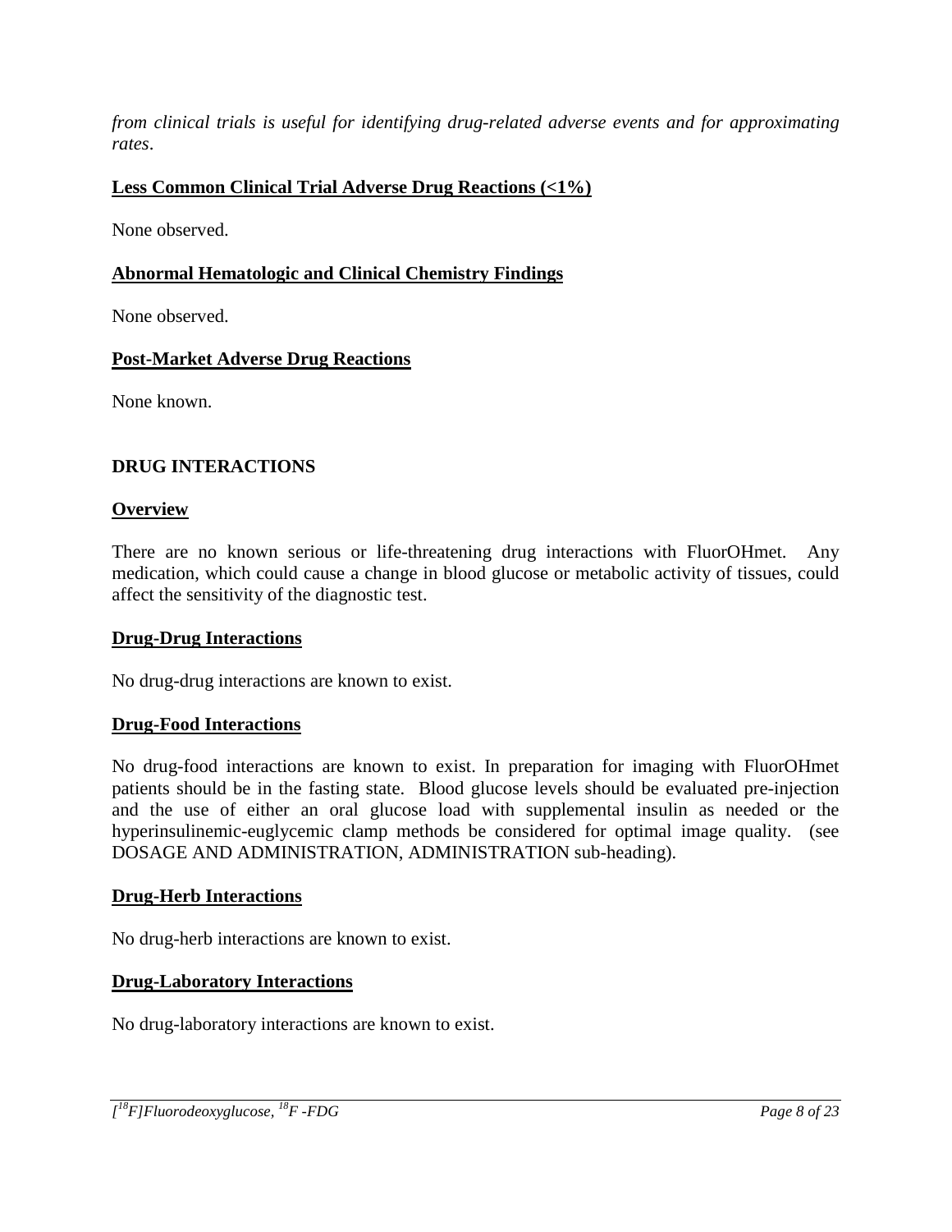*from clinical trials is useful for identifying drug-related adverse events and for approximating rates*.

**Less Common Clinical Trial Adverse Drug Reactions (<1%)**

None observed.

**Abnormal Hematologic and Clinical Chemistry Findings**

None observed.

**Post-Market Adverse Drug Reactions**

None known.

## DRUG INTERACTIONS

**Overview**

There are no known serious or life-threatening drug interactions with FluorOHmet. Any medication, which could cause a change in blood glucose or metabolic activity of tissues, could affect the sensitivity of the diagnostic test.

**Drug-Drug Interactions**

No drug-drug interactions are known to exist.

**Drug-Food Interactions**

No drug-food interactions are known to exist. In preparation for imaging with FluorOHmet patients should be in the fasting state. Blood glucose levels should be evaluated pre-injection and the use of either an oral glucose load with supplemental insulin as needed or the hyperinsulinemic-euglycemic clamp methods be considered for optimal image quality. (see DOSAGE AND ADMINISTRATION, ADMINISTRATION sub-heading).

**Drug-Herb Interactions**

No drug-herb interactions are known to exist.

**Drug-Laboratory Interactions**

No drug-laboratory interactions are known to exist.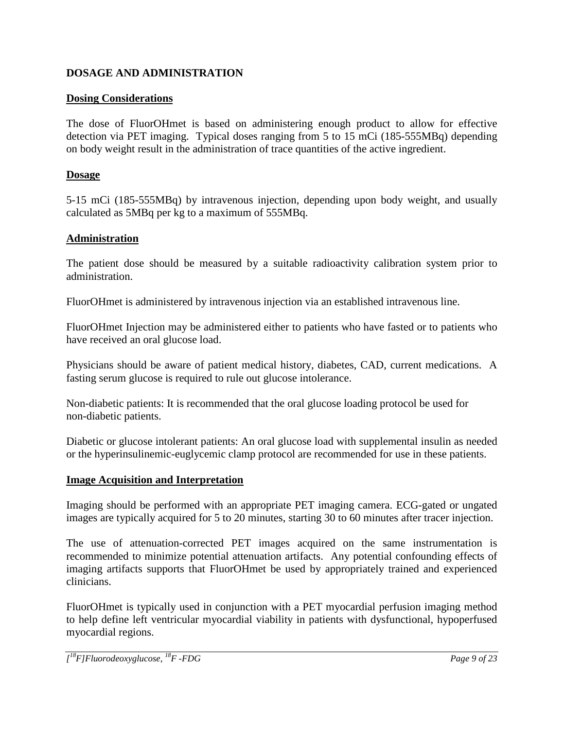# DOSAGE AND ADMINISTRATION

## Dosing Considerations

The dose of FluorOHmet is based on administering enough product to allow for effective detection via PET imaging. Typical doses ranging from 5 to 15 mCi (185-555MBq) depending on body weight result in the administration of trace quantities of the active ingredient.

## Dosage

5-15 mCi (185-555MBq) by intravenous injection, depending upon body weight, and usually calculated as 5MBq per kg to a maximum of 555MBq.

## Administration

The patient dose should be measured by a suitable radioactivity calibration system prior to administration.

FluorOHmet is administered by intravenous injection via an established intravenous line.

FluorOHmet Injection may be administered either to patients who have fasted or to patients who have received an oral glucose load.

Physicians should be aware of patient medical history, diabetes, CAD, current medications. A fasting serum glucose is required to rule out glucose intolerance.

Non-diabetic patients: It is recommended that the oral glucose loading protocol be used for non-diabetic patients.

Diabetic or glucose intolerant patients: An oral glucose load with supplemental insulin as needed or the hyperinsulinemic-euglycemic clamp protocol are recommended for use in these patients.

## Image Acquisition and Interpretation

Imaging should be performed with an appropriate PET imaging camera. ECG-gated or ungated images are typically acquired for 5 to 20 minutes, starting 30 to 60 minutes after tracer injection.

The use of attenuation-corrected PET images acquired on the same instrumentation is recommended to minimize potential attenuation artifacts. Any potential confounding effects of imaging artifacts supports that FluorOHmet be used by appropriately trained and experienced clinicians.

FluorOHmet is typically used in conjunction with a PET myocardial perfusion imaging method to help define left ventricular myocardial viability in patients with dysfunctional, hypoperfused myocardial regions.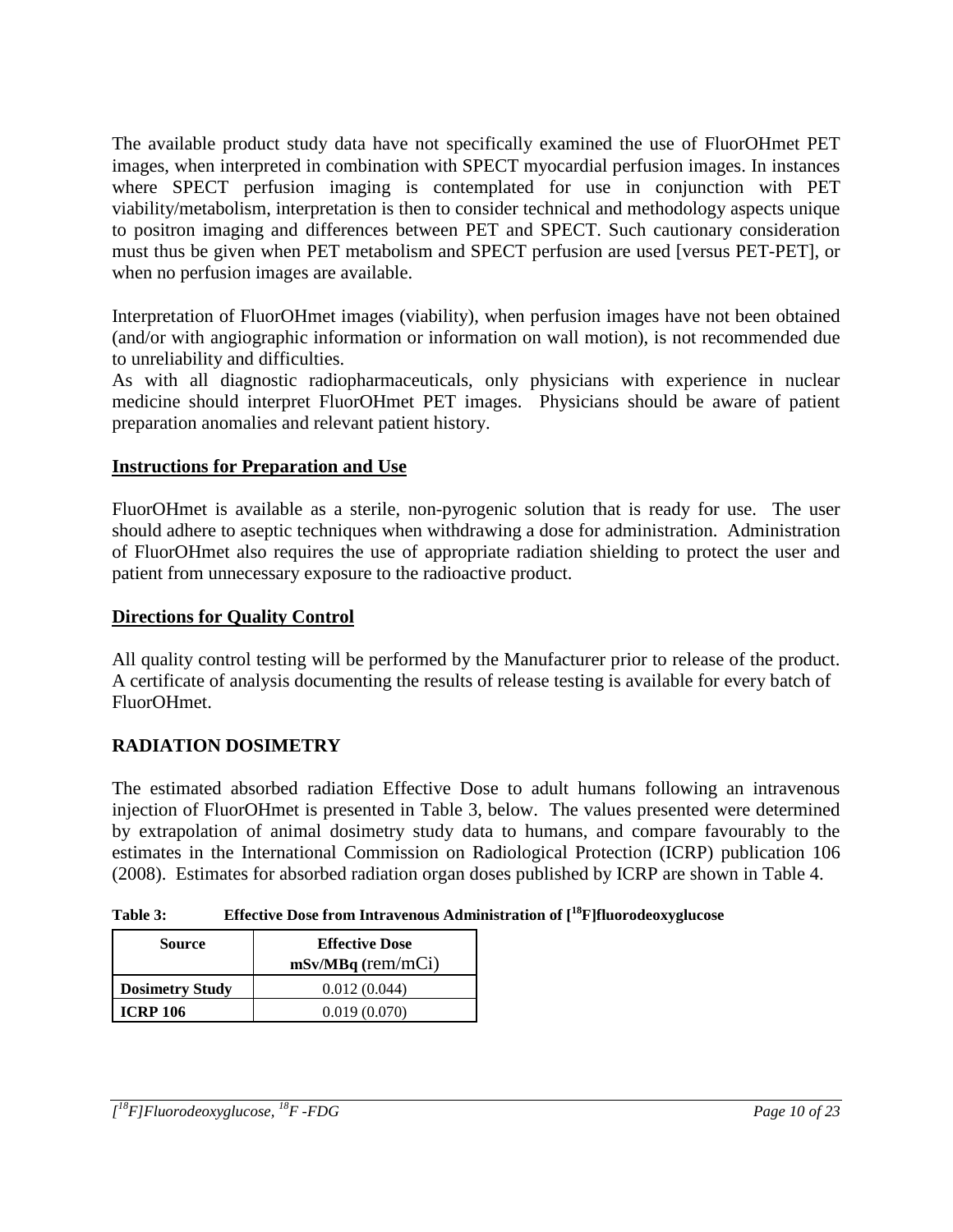The available product study data have not specifically examined the use of FluorOHmet PET images, when interpreted in combination with SPECT myocardial perfusion images. In instances where SPECT perfusion imaging is contemplated for use in conjunction with PET viability/metabolism, interpretation is then to consider technical and methodology aspects unique to positron imaging and differences between PET and SPECT. Such cautionary consideration must thus be given when PET metabolism and SPECT perfusion are used [versus PET-PET], or when no perfusion images are available.

Interpretation of FluorOHmet images (viability), when perfusion images have not been obtained (and/or with angiographic information or information on wall motion), is not recommended due to unreliability and difficulties.

As with all diagnostic radiopharmaceuticals, only physicians with experience in nuclear medicine should interpret FluorOHmet PET images. Physicians should be aware of patient preparation anomalies and relevant patient history.

## Instructions for Preparation and Use

FluorOHmet is available as a sterile, non-pyrogenic solution that is ready for use. The user should adhere to aseptic techniques when withdrawing a dose for administration. Administration of FluorOHmet also requires the use of appropriate radiation shielding to protect the user and patient from unnecessary exposure to the radioactive product.

## Directions for Quality Control

All quality control testing will be performed by the Manufacturer prior to release of the product. A certificate of analysis documenting the results of release testing is available for every batch of FluorOHmet.

# RADIATION DOSIMETRY

The estimated absorbed radiation Effective Dose to adult humans following an intravenous injection of FluorOHmet is presented in Table 3, below. The values presented were determined by extrapolation of animal dosimetry study data to humans, and compare favourably to the estimates in the International Commission on Radiological Protection (ICRP) publication 106 (2008). Estimates for absorbed radiation organ doses published by ICRP are shown in Table 4.

**Table 3: Effective Dose from Intravenous Administration of [$^{18}$F]fluorodeoxyglucose**

| Source | Effective Dose mSv/MBq (rem/mCi) |
| --- | --- |
| **Dosimetry Study** | 0.012 (0.044) |
| **ICRP 106** | 0.019 (0.070) |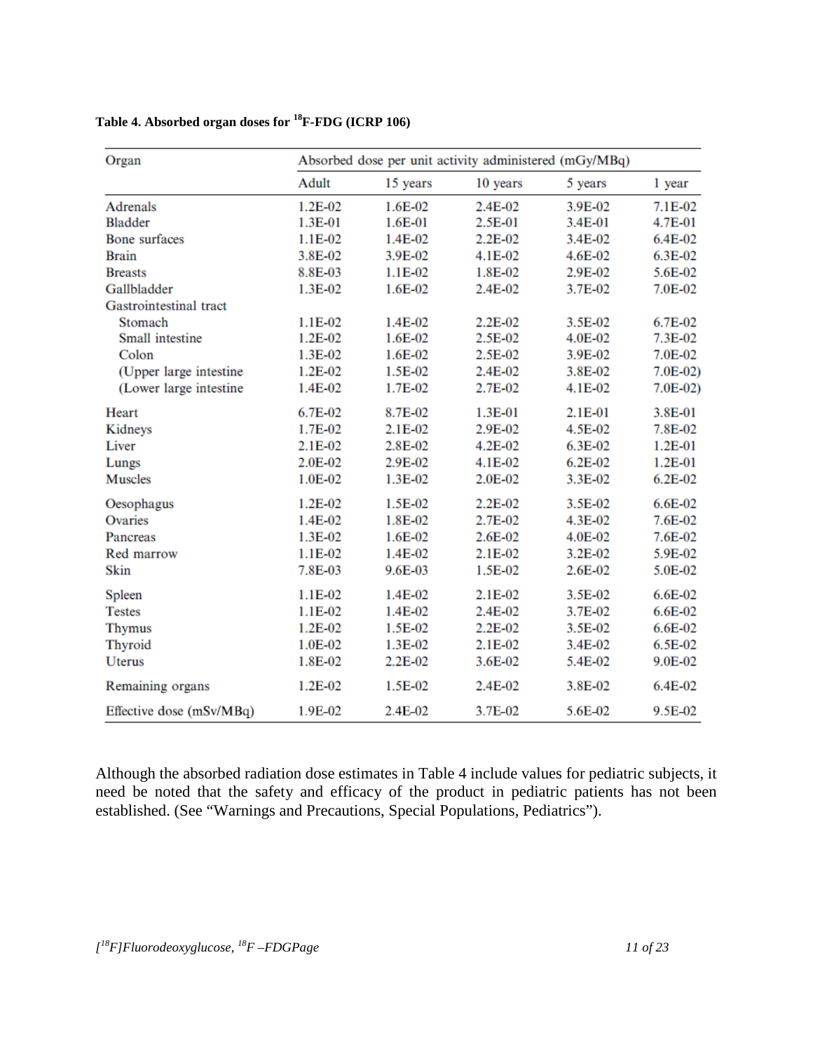**Table 4. Absorbed organ doses for $^{18}$F-FDG (ICRP 106)**

| Organ | Absorbed dose per unit activity administered (mGy/MBq) | | | | |
|---|---|---|---|---|---|
| | Adult | 15 years | 10 years | 5 years | 1 year |
| Adrenals | 1.2E-02 | 1.6E-02 | 2.4E-02 | 3.9E-02 | 7.1E-02 |
| Bladder | 1.3E-01 | 1.6E-01 | 2.5E-01 | 3.4E-01 | 4.7E-01 |
| Bone surfaces | 1.1E-02 | 1.4E-02 | 2.2E-02 | 3.4E-02 | 6.4E-02 |
| Brain | 3.8E-02 | 3.9E-02 | 4.1E-02 | 4.6E-02 | 6.3E-02 |
| Breasts | 8.8E-03 | 1.1E-02 | 1.8E-02 | 2.9E-02 | 5.6E-02 |
| Gallbladder | 1.3E-02 | 1.6E-02 | 2.4E-02 | 3.7E-02 | 7.0E-02 |
| Gastrointestinal tract | | | | | |
| Stomach | 1.1E-02 | 1.4E-02 | 2.2E-02 | 3.5E-02 | 6.7E-02 |
| Small intestine | 1.2E-02 | 1.6E-02 | 2.5E-02 | 4.0E-02 | 7.3E-02 |
| Colon | 1.3E-02 | 1.6E-02 | 2.5E-02 | 3.9E-02 | 7.0E-02 |
| (Upper large intestine | 1.2E-02 | 1.5E-02 | 2.4E-02 | 3.8E-02 | 7.0E-02) |
| (Lower large intestine | 1.4E-02 | 1.7E-02 | 2.7E-02 | 4.1E-02 | 7.0E-02) |
| Heart | 6.7E-02 | 8.7E-02 | 1.3E-01 | 2.1E-01 | 3.8E-01 |
| Kidneys | 1.7E-02 | 2.1E-02 | 2.9E-02 | 4.5E-02 | 7.8E-02 |
| Liver | 2.1E-02 | 2.8E-02 | 4.2E-02 | 6.3E-02 | 1.2E-01 |
| Lungs | 2.0E-02 | 2.9E-02 | 4.1E-02 | 6.2E-02 | 1.2E-01 |
| Muscles | 1.0E-02 | 1.3E-02 | 2.0E-02 | 3.3E-02 | 6.2E-02 |
| Oesophagus | 1.2E-02 | 1.5E-02 | 2.2E-02 | 3.5E-02 | 6.6E-02 |
| Ovaries | 1.4E-02 | 1.8E-02 | 2.7E-02 | 4.3E-02 | 7.6E-02 |
| Pancreas | 1.3E-02 | 1.6E-02 | 2.6E-02 | 4.0E-02 | 7.6E-02 |
| Red marrow | 1.1E-02 | 1.4E-02 | 2.1E-02 | 3.2E-02 | 5.9E-02 |
| Skin | 7.8E-03 | 9.6E-03 | 1.5E-02 | 2.6E-02 | 5.0E-02 |
| Spleen | 1.1E-02 | 1.4E-02 | 2.1E-02 | 3.5E-02 | 6.6E-02 |
| Testes | 1.1E-02 | 1.4E-02 | 2.4E-02 | 3.7E-02 | 6.6E-02 |
| Thymus | 1.2E-02 | 1.5E-02 | 2.2E-02 | 3.5E-02 | 6.6E-02 |
| Thyroid | 1.0E-02 | 1.3E-02 | 2.1E-02 | 3.4E-02 | 6.5E-02 |
| Uterus | 1.8E-02 | 2.2E-02 | 3.6E-02 | 5.4E-02 | 9.0E-02 |
| Remaining organs | 1.2E-02 | 1.5E-02 | 2.4E-02 | 3.8E-02 | 6.4E-02 |
| Effective dose (mSv/MBq) | 1.9E-02 | 2.4E-02 | 3.7E-02 | 5.6E-02 | 9.5E-02 |

Although the absorbed radiation dose estimates in Table 4 include values for pediatric subjects, it need be noted that the safety and efficacy of the product in pediatric patients has not been established. (See "Warnings and Precautions, Special Populations, Pediatrics").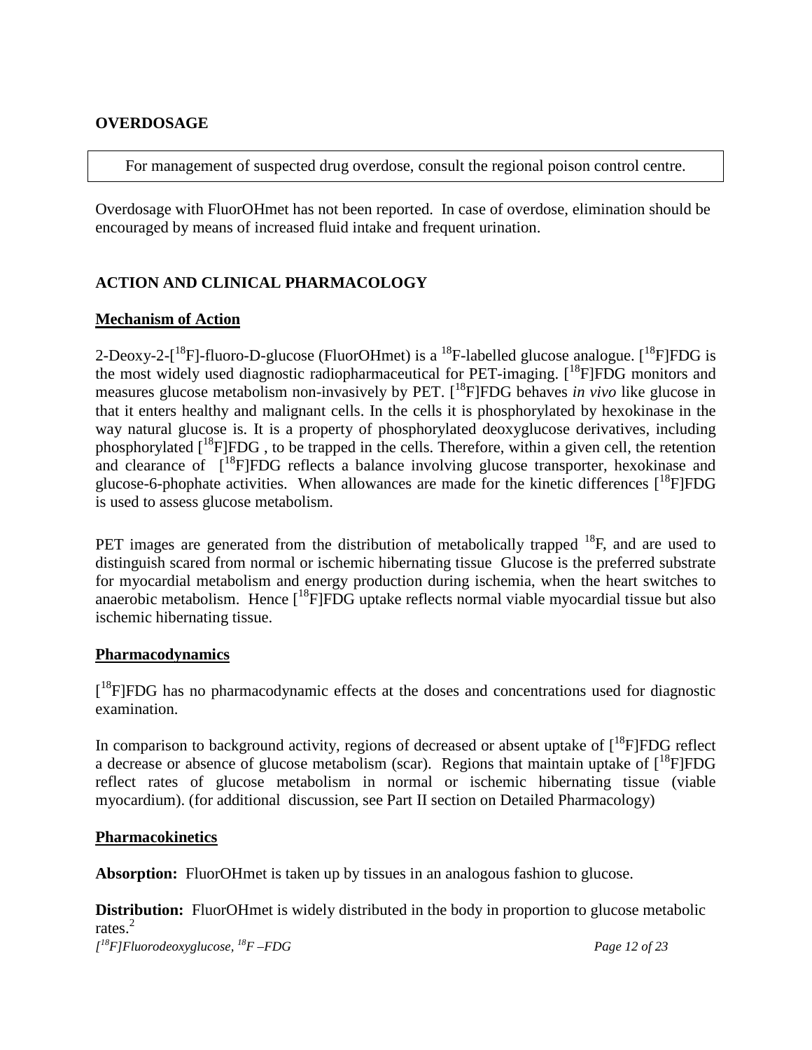## OVERDOSAGE

For management of suspected drug overdose, consult the regional poison control centre.

Overdosage with FluorOHmet has not been reported. In case of overdose, elimination should be encouraged by means of increased fluid intake and frequent urination.

## ACTION AND CLINICAL PHARMACOLOGY

### Mechanism of Action

2-Deoxy-2-[$^{18}$F]-fluoro-D-glucose (FluorOHmet) is a $^{18}$F-labelled glucose analogue. [$^{18}$F]FDG is the most widely used diagnostic radiopharmaceutical for PET-imaging. [$^{18}$F]FDG monitors and measures glucose metabolism non-invasively by PET. [$^{18}$F]FDG behaves *in vivo* like glucose in that it enters healthy and malignant cells. In the cells it is phosphorylated by hexokinase in the way natural glucose is. It is a property of phosphorylated deoxyglucose derivatives, including phosphorylated [$^{18}$F]FDG , to be trapped in the cells. Therefore, within a given cell, the retention and clearance of [$^{18}$F]FDG reflects a balance involving glucose transporter, hexokinase and glucose-6-phophate activities. When allowances are made for the kinetic differences [$^{18}$F]FDG is used to assess glucose metabolism.

PET images are generated from the distribution of metabolically trapped $^{18}$F, and are used to distinguish scared from normal or ischemic hibernating tissue Glucose is the preferred substrate for myocardial metabolism and energy production during ischemia, when the heart switches to anaerobic metabolism. Hence [$^{18}$F]FDG uptake reflects normal viable myocardial tissue but also ischemic hibernating tissue.

### Pharmacodynamics

[$^{18}$F]FDG has no pharmacodynamic effects at the doses and concentrations used for diagnostic examination.

In comparison to background activity, regions of decreased or absent uptake of [$^{18}$F]FDG reflect a decrease or absence of glucose metabolism (scar). Regions that maintain uptake of [$^{18}$F]FDG reflect rates of glucose metabolism in normal or ischemic hibernating tissue (viable myocardium). (for additional discussion, see Part II section on Detailed Pharmacology)

### Pharmacokinetics

**Absorption:** FluorOHmet is taken up by tissues in an analogous fashion to glucose.

**Distribution:** FluorOHmet is widely distributed in the body in proportion to glucose metabolic rates.[2]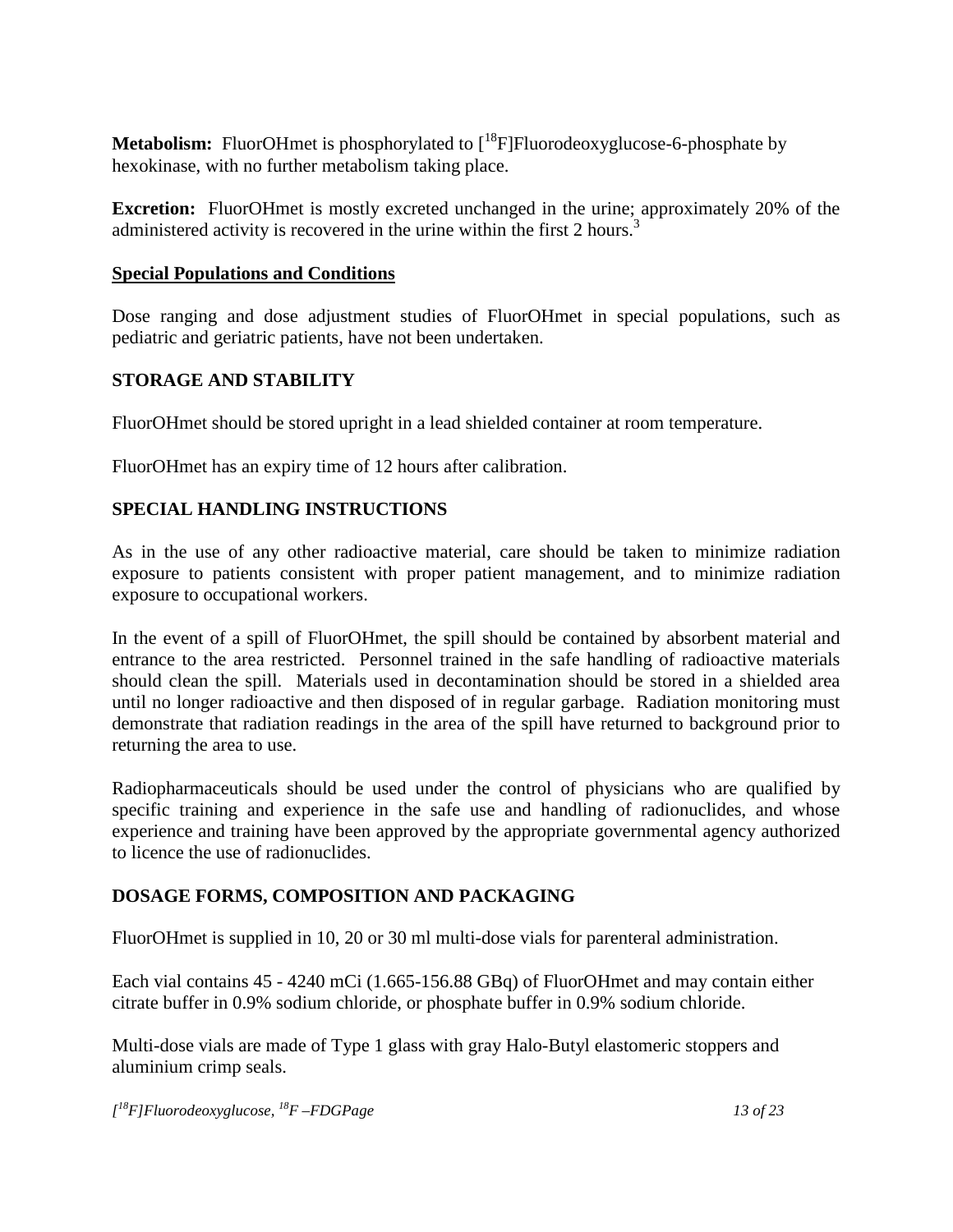**Metabolism:** FluorOHmet is phosphorylated to [$^{18}$F]Fluorodeoxyglucose-6-phosphate by hexokinase, with no further metabolism taking place.

**Excretion:** FluorOHmet is mostly excreted unchanged in the urine; approximately 20% of the administered activity is recovered in the urine within the first 2 hours.[3]

**Special Populations and Conditions**

Dose ranging and dose adjustment studies of FluorOHmet in special populations, such as pediatric and geriatric patients, have not been undertaken.

## STORAGE AND STABILITY

FluorOHmet should be stored upright in a lead shielded container at room temperature.

FluorOHmet has an expiry time of 12 hours after calibration.

## SPECIAL HANDLING INSTRUCTIONS

As in the use of any other radioactive material, care should be taken to minimize radiation exposure to patients consistent with proper patient management, and to minimize radiation exposure to occupational workers.

In the event of a spill of FluorOHmet, the spill should be contained by absorbent material and entrance to the area restricted. Personnel trained in the safe handling of radioactive materials should clean the spill. Materials used in decontamination should be stored in a shielded area until no longer radioactive and then disposed of in regular garbage. Radiation monitoring must demonstrate that radiation readings in the area of the spill have returned to background prior to returning the area to use.

Radiopharmaceuticals should be used under the control of physicians who are qualified by specific training and experience in the safe use and handling of radionuclides, and whose experience and training have been approved by the appropriate governmental agency authorized to licence the use of radionuclides.

## DOSAGE FORMS, COMPOSITION AND PACKAGING

FluorOHmet is supplied in 10, 20 or 30 ml multi-dose vials for parenteral administration.

Each vial contains 45 - 4240 mCi (1.665-156.88 GBq) of FluorOHmet and may contain either citrate buffer in 0.9% sodium chloride, or phosphate buffer in 0.9% sodium chloride.

Multi-dose vials are made of Type 1 glass with gray Halo-Butyl elastomeric stoppers and aluminium crimp seals.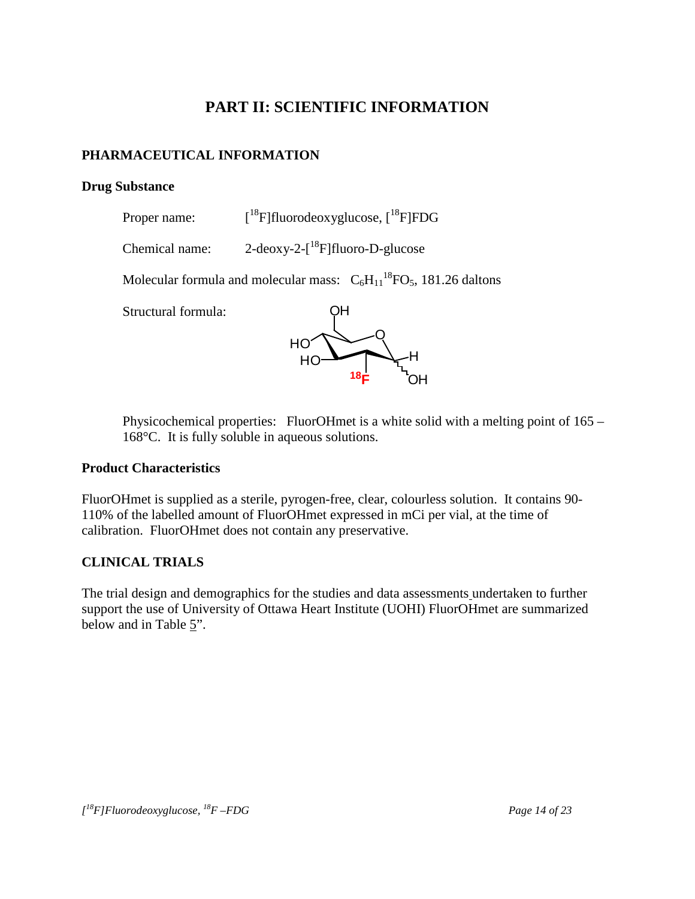# PART II: SCIENTIFIC INFORMATION

## PHARMACEUTICAL INFORMATION

### Drug Substance

Proper name: [$^{18}$F]fluorodeoxyglucose, [$^{18}$F]FDG

Chemical name: 2-deoxy-2-[$^{18}$F]fluoro-D-glucose

Molecular formula and molecular mass: $C_6H_{11}{}^{18}FO_5$, 181.26 daltons

Structural formula:

Physicochemical properties: FluorOHmet is a white solid with a melting point of 165 – 168°C. It is fully soluble in aqueous solutions.

### Product Characteristics

FluorOHmet is supplied as a sterile, pyrogen-free, clear, colourless solution. It contains 90-110% of the labelled amount of FluorOHmet expressed in mCi per vial, at the time of calibration. FluorOHmet does not contain any preservative.

## CLINICAL TRIALS

The trial design and demographics for the studies and data assessments undertaken to further support the use of University of Ottawa Heart Institute (UOHI) FluorOHmet are summarized below and in Table 5".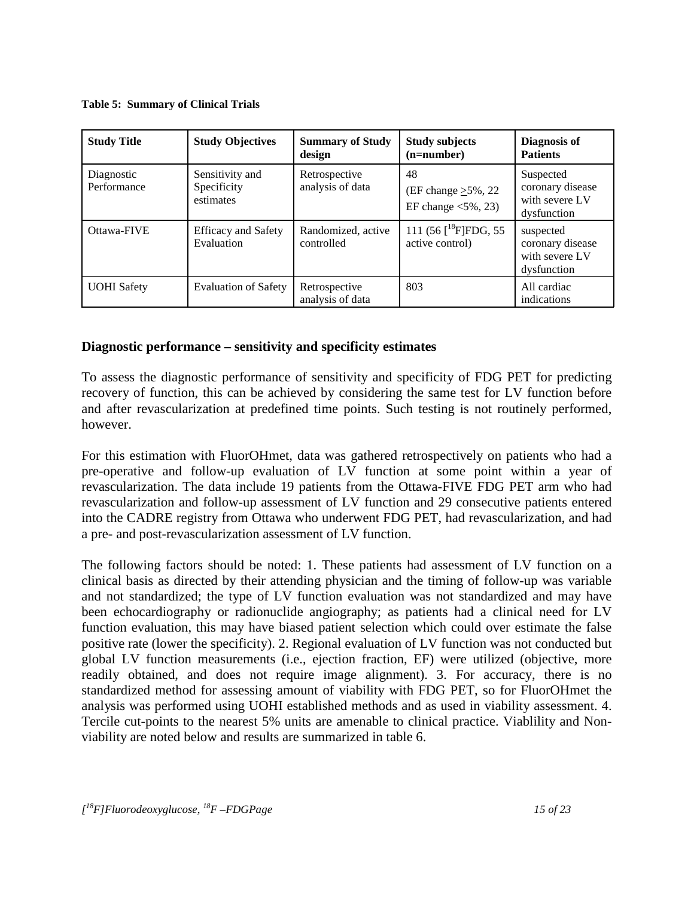**Table 5: Summary of Clinical Trials**

| Study Title | Study Objectives | Summary of Study design | Study subjects (n=number) | Diagnosis of Patients |
|---|---|---|---|---|
| Diagnostic Performance | Sensitivity and Specificity estimates | Retrospective analysis of data | 48 (EF change $\geq$5%, 22 EF change <5%, 23) | Suspected coronary disease with severe LV dysfunction |
| Ottawa-FIVE | Efficacy and Safety Evaluation | Randomized, active controlled | 111 (56 [$^{18}$F]FDG, 55 active control) | suspected coronary disease with severe LV dysfunction |
| UOHI Safety | Evaluation of Safety | Retrospective analysis of data | 803 | All cardiac indications |

## Diagnostic performance – sensitivity and specificity estimates

To assess the diagnostic performance of sensitivity and specificity of FDG PET for predicting recovery of function, this can be achieved by considering the same test for LV function before and after revascularization at predefined time points. Such testing is not routinely performed, however.

For this estimation with FluorOHmet, data was gathered retrospectively on patients who had a pre-operative and follow-up evaluation of LV function at some point within a year of revascularization. The data include 19 patients from the Ottawa-FIVE FDG PET arm who had revascularization and follow-up assessment of LV function and 29 consecutive patients entered into the CADRE registry from Ottawa who underwent FDG PET, had revascularization, and had a pre- and post-revascularization assessment of LV function.

The following factors should be noted: 1. These patients had assessment of LV function on a clinical basis as directed by their attending physician and the timing of follow-up was variable and not standardized; the type of LV function evaluation was not standardized and may have been echocardiography or radionuclide angiography; as patients had a clinical need for LV function evaluation, this may have biased patient selection which could over estimate the false positive rate (lower the specificity). 2. Regional evaluation of LV function was not conducted but global LV function measurements (i.e., ejection fraction, EF) were utilized (objective, more readily obtained, and does not require image alignment). 3. For accuracy, there is no standardized method for assessing amount of viability with FDG PET, so for FluorOHmet the analysis was performed using UOHI established methods and as used in viability assessment. 4. Tercile cut-points to the nearest 5% units are amenable to clinical practice. Viablility and Non-viability are noted below and results are summarized in table 6.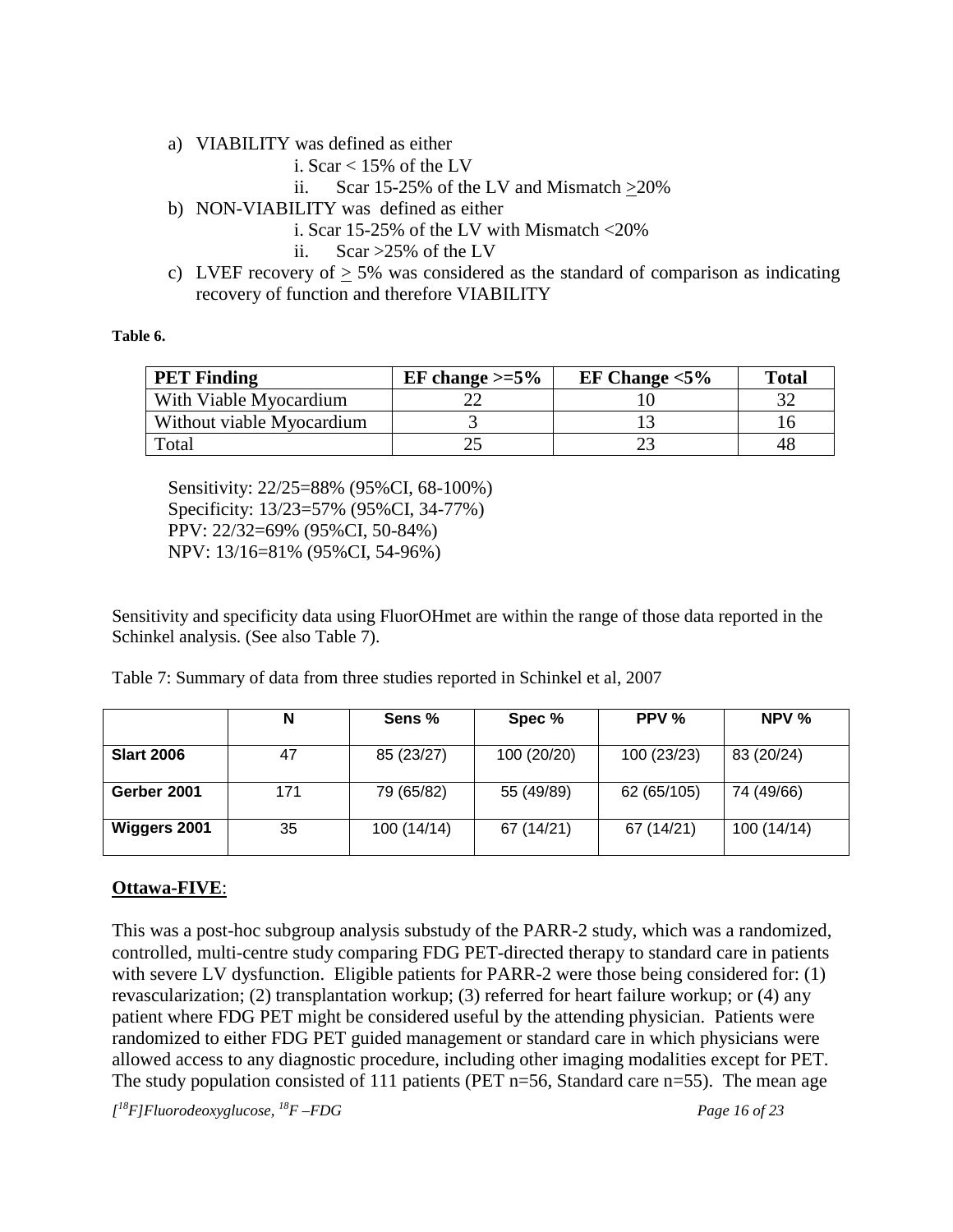a) VIABILITY was defined as either
    i. Scar < 15% of the LV
    ii. Scar 15-25% of the LV and Mismatch ≥20%
b) NON-VIABILITY was defined as either
    i. Scar 15-25% of the LV with Mismatch <20%
    ii. Scar >25% of the LV
c) LVEF recovery of ≥ 5% was considered as the standard of comparison as indicating recovery of function and therefore VIABILITY

**Table 6.**

| PET Finding | EF change >=5% | EF Change <5% | Total |
|---|---|---|---|
| With Viable Myocardium | 22 | 10 | 32 |
| Without viable Myocardium | 3 | 13 | 16 |
| Total | 25 | 23 | 48 |

Sensitivity: 22/25=88% (95%CI, 68-100%)
Specificity: 13/23=57% (95%CI, 34-77%)
PPV: 22/32=69% (95%CI, 50-84%)
NPV: 13/16=81% (95%CI, 54-96%)

Sensitivity and specificity data using FluorOHmet are within the range of those data reported in the Schinkel analysis. (See also Table 7).

Table 7: Summary of data from three studies reported in Schinkel et al, 2007

| | N | Sens % | Spec % | PPV % | NPV % |
|---|---|---|---|---|---|
| **Slart 2006** | 47 | 85 (23/27) | 100 (20/20) | 100 (23/23) | 83 (20/24) |
| **Gerber 2001** | 171 | 79 (65/82) | 55 (49/89) | 62 (65/105) | 74 (49/66) |
| **Wiggers 2001** | 35 | 100 (14/14) | 67 (14/21) | 67 (14/21) | 100 (14/14) |

**Ottawa-FIVE**:

This was a post-hoc subgroup analysis substudy of the PARR-2 study, which was a randomized, controlled, multi-centre study comparing FDG PET-directed therapy to standard care in patients with severe LV dysfunction. Eligible patients for PARR-2 were those being considered for: (1) revascularization; (2) transplantation workup; (3) referred for heart failure workup; or (4) any patient where FDG PET might be considered useful by the attending physician. Patients were randomized to either FDG PET guided management or standard care in which physicians were allowed access to any diagnostic procedure, including other imaging modalities except for PET. The study population consisted of 111 patients (PET n=56, Standard care n=55). The mean age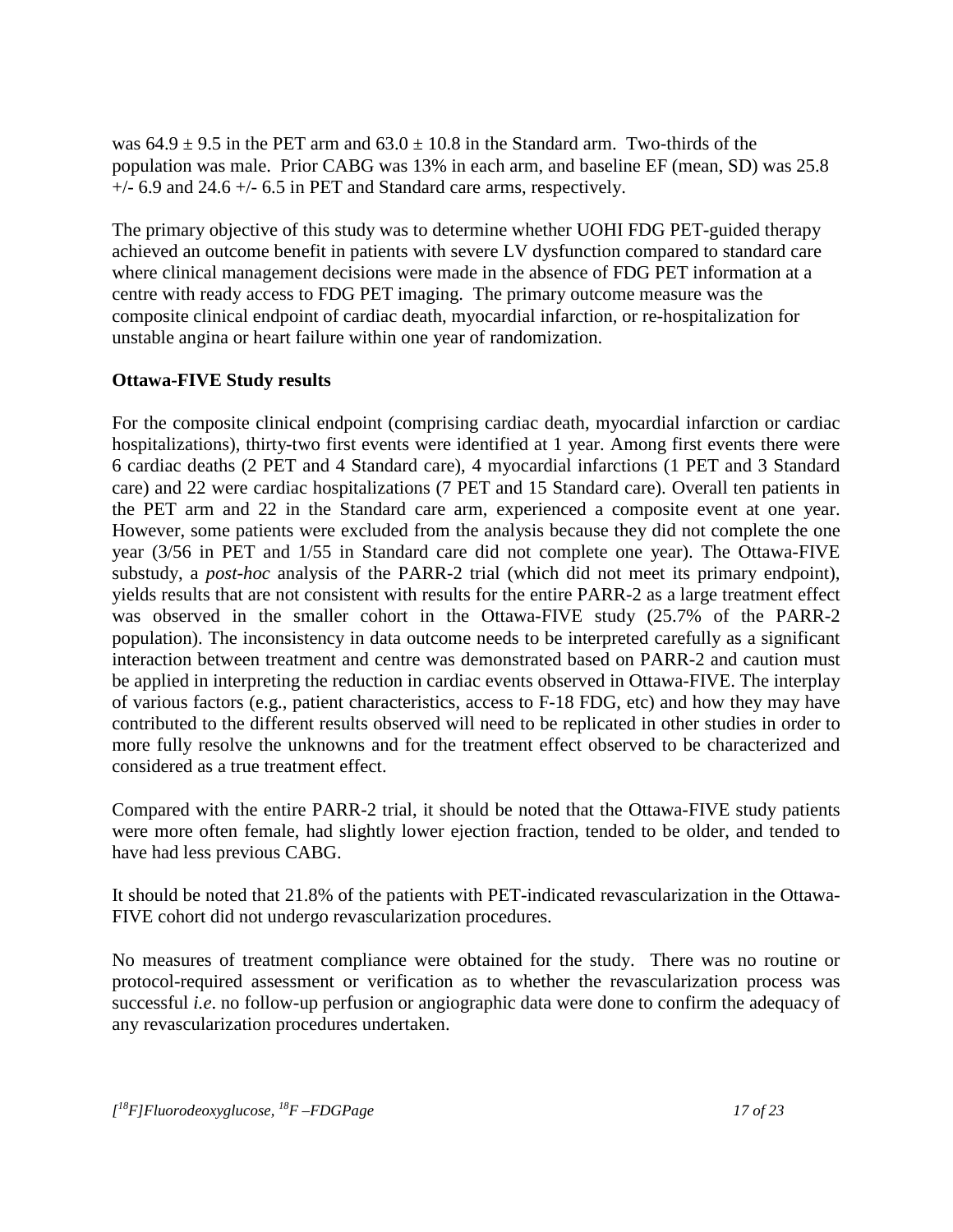was $64.9 \pm 9.5$ in the PET arm and $63.0 \pm 10.8$ in the Standard arm. Two-thirds of the population was male. Prior CABG was 13% in each arm, and baseline EF (mean, SD) was 25.8 +/- 6.9 and 24.6 +/- 6.5 in PET and Standard care arms, respectively.

The primary objective of this study was to determine whether UOHI FDG PET-guided therapy achieved an outcome benefit in patients with severe LV dysfunction compared to standard care where clinical management decisions were made in the absence of FDG PET information at a centre with ready access to FDG PET imaging. The primary outcome measure was the composite clinical endpoint of cardiac death, myocardial infarction, or re-hospitalization for unstable angina or heart failure within one year of randomization.

**Ottawa-FIVE Study results**

For the composite clinical endpoint (comprising cardiac death, myocardial infarction or cardiac hospitalizations), thirty-two first events were identified at 1 year. Among first events there were 6 cardiac deaths (2 PET and 4 Standard care), 4 myocardial infarctions (1 PET and 3 Standard care) and 22 were cardiac hospitalizations (7 PET and 15 Standard care). Overall ten patients in the PET arm and 22 in the Standard care arm, experienced a composite event at one year. However, some patients were excluded from the analysis because they did not complete the one year (3/56 in PET and 1/55 in Standard care did not complete one year). The Ottawa-FIVE substudy, a *post-hoc* analysis of the PARR-2 trial (which did not meet its primary endpoint), yields results that are not consistent with results for the entire PARR-2 as a large treatment effect was observed in the smaller cohort in the Ottawa-FIVE study (25.7% of the PARR-2 population). The inconsistency in data outcome needs to be interpreted carefully as a significant interaction between treatment and centre was demonstrated based on PARR-2 and caution must be applied in interpreting the reduction in cardiac events observed in Ottawa-FIVE. The interplay of various factors (e.g., patient characteristics, access to F-18 FDG, etc) and how they may have contributed to the different results observed will need to be replicated in other studies in order to more fully resolve the unknowns and for the treatment effect observed to be characterized and considered as a true treatment effect.

Compared with the entire PARR-2 trial, it should be noted that the Ottawa-FIVE study patients were more often female, had slightly lower ejection fraction, tended to be older, and tended to have had less previous CABG.

It should be noted that 21.8% of the patients with PET-indicated revascularization in the Ottawa-FIVE cohort did not undergo revascularization procedures.

No measures of treatment compliance were obtained for the study. There was no routine or protocol-required assessment or verification as to whether the revascularization process was successful *i.e*. no follow-up perfusion or angiographic data were done to confirm the adequacy of any revascularization procedures undertaken.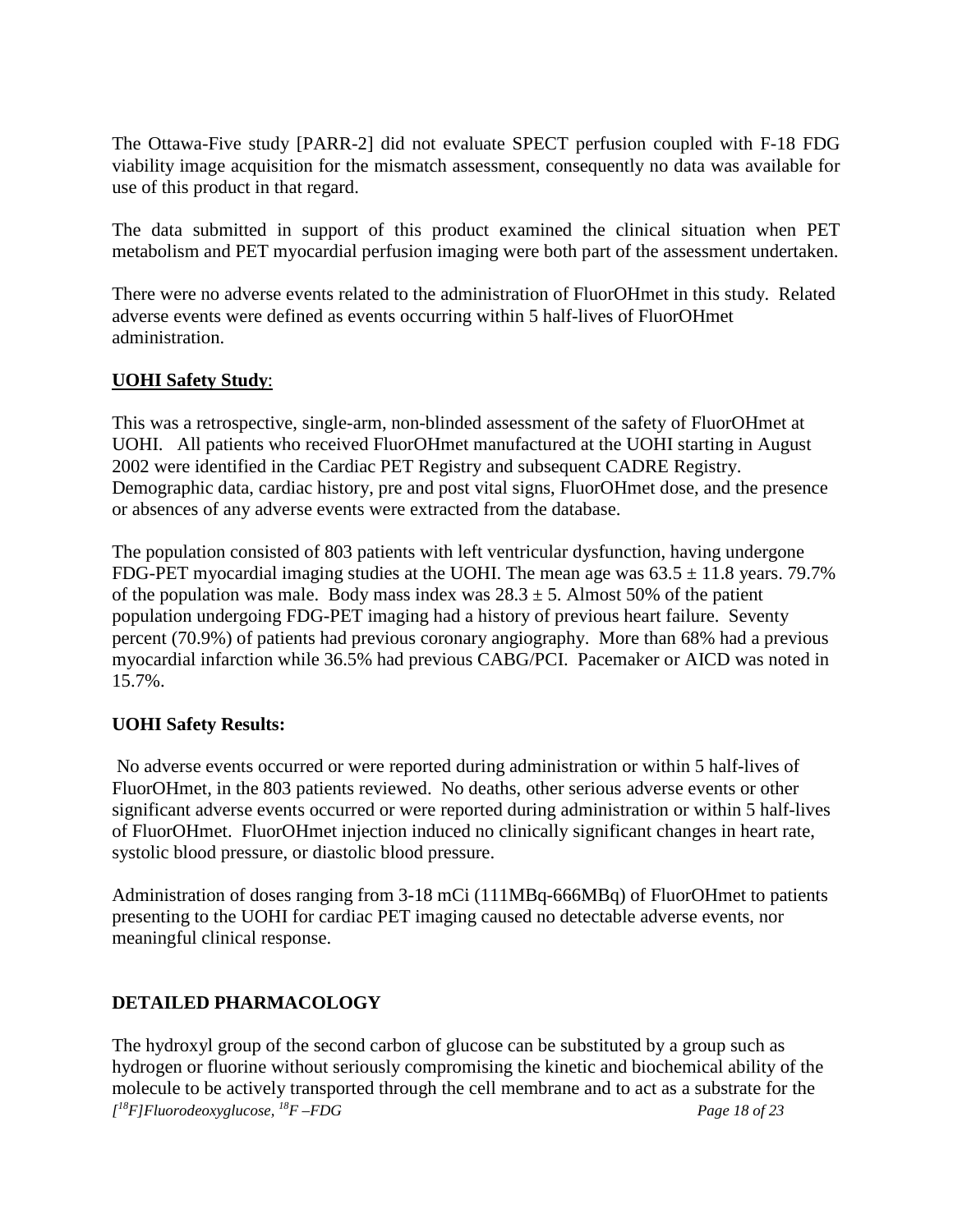The Ottawa-Five study [PARR-2] did not evaluate SPECT perfusion coupled with F-18 FDG viability image acquisition for the mismatch assessment, consequently no data was available for use of this product in that regard.

The data submitted in support of this product examined the clinical situation when PET metabolism and PET myocardial perfusion imaging were both part of the assessment undertaken.

There were no adverse events related to the administration of FluorOHmet in this study. Related adverse events were defined as events occurring within 5 half-lives of FluorOHmet administration.

**UOHI Safety Study**:

This was a retrospective, single-arm, non-blinded assessment of the safety of FluorOHmet at UOHI. All patients who received FluorOHmet manufactured at the UOHI starting in August 2002 were identified in the Cardiac PET Registry and subsequent CADRE Registry. Demographic data, cardiac history, pre and post vital signs, FluorOHmet dose, and the presence or absences of any adverse events were extracted from the database.

The population consisted of 803 patients with left ventricular dysfunction, having undergone FDG-PET myocardial imaging studies at the UOHI. The mean age was $63.5 \pm 11.8$ years. 79.7% of the population was male. Body mass index was $28.3 \pm 5$. Almost 50% of the patient population undergoing FDG-PET imaging had a history of previous heart failure. Seventy percent (70.9%) of patients had previous coronary angiography. More than 68% had a previous myocardial infarction while 36.5% had previous CABG/PCI. Pacemaker or AICD was noted in 15.7%.

**UOHI Safety Results:**

No adverse events occurred or were reported during administration or within 5 half-lives of FluorOHmet, in the 803 patients reviewed. No deaths, other serious adverse events or other significant adverse events occurred or were reported during administration or within 5 half-lives of FluorOHmet. FluorOHmet injection induced no clinically significant changes in heart rate, systolic blood pressure, or diastolic blood pressure.

Administration of doses ranging from 3-18 mCi (111MBq-666MBq) of FluorOHmet to patients presenting to the UOHI for cardiac PET imaging caused no detectable adverse events, nor meaningful clinical response.

## DETAILED PHARMACOLOGY

The hydroxyl group of the second carbon of glucose can be substituted by a group such as hydrogen or fluorine without seriously compromising the kinetic and biochemical ability of the molecule to be actively transported through the cell membrane and to act as a substrate for the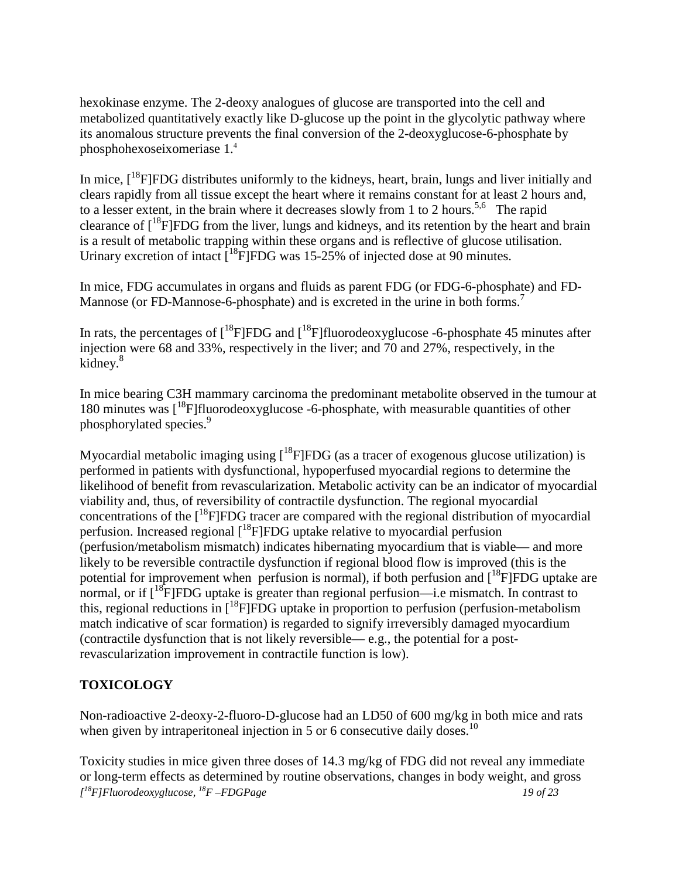hexokinase enzyme. The 2-deoxy analogues of glucose are transported into the cell and metabolized quantitatively exactly like D-glucose up the point in the glycolytic pathway where its anomalous structure prevents the final conversion of the 2-deoxyglucose-6-phosphate by phosphohexoseixomeriase 1.[4]

In mice, [$^{18}$F]FDG distributes uniformly to the kidneys, heart, brain, lungs and liver initially and clears rapidly from all tissue except the heart where it remains constant for at least 2 hours and, to a lesser extent, in the brain where it decreases slowly from 1 to 2 hours.[5,6] The rapid clearance of [$^{18}$F]FDG from the liver, lungs and kidneys, and its retention by the heart and brain is a result of metabolic trapping within these organs and is reflective of glucose utilisation. Urinary excretion of intact [$^{18}$F]FDG was 15-25% of injected dose at 90 minutes.

In mice, FDG accumulates in organs and fluids as parent FDG (or FDG-6-phosphate) and FD-Mannose (or FD-Mannose-6-phosphate) and is excreted in the urine in both forms.[7]

In rats, the percentages of [$^{18}$F]FDG and [$^{18}$F]fluorodeoxyglucose -6-phosphate 45 minutes after injection were 68 and 33%, respectively in the liver; and 70 and 27%, respectively, in the kidney.[8]

In mice bearing C3H mammary carcinoma the predominant metabolite observed in the tumour at 180 minutes was [$^{18}$F]fluorodeoxyglucose -6-phosphate, with measurable quantities of other phosphorylated species.[9]

Myocardial metabolic imaging using [$^{18}$F]FDG (as a tracer of exogenous glucose utilization) is performed in patients with dysfunctional, hypoperfused myocardial regions to determine the likelihood of benefit from revascularization. Metabolic activity can be an indicator of myocardial viability and, thus, of reversibility of contractile dysfunction. The regional myocardial concentrations of the [$^{18}$F]FDG tracer are compared with the regional distribution of myocardial perfusion. Increased regional [$^{18}$F]FDG uptake relative to myocardial perfusion (perfusion/metabolism mismatch) indicates hibernating myocardium that is viable— and more likely to be reversible contractile dysfunction if regional blood flow is improved (this is the potential for improvement when perfusion is normal), if both perfusion and [$^{18}$F]FDG uptake are normal, or if [$^{18}$F]FDG uptake is greater than regional perfusion—i.e mismatch. In contrast to this, regional reductions in [$^{18}$F]FDG uptake in proportion to perfusion (perfusion-metabolism match indicative of scar formation) is regarded to signify irreversibly damaged myocardium (contractile dysfunction that is not likely reversible— e.g., the potential for a post-revascularization improvement in contractile function is low).

## TOXICOLOGY

Non-radioactive 2-deoxy-2-fluoro-D-glucose had an LD50 of 600 mg/kg in both mice and rats when given by intraperitoneal injection in 5 or 6 consecutive daily doses.[10]

Toxicity studies in mice given three doses of 14.3 mg/kg of FDG did not reveal any immediate or long-term effects as determined by routine observations, changes in body weight, and gross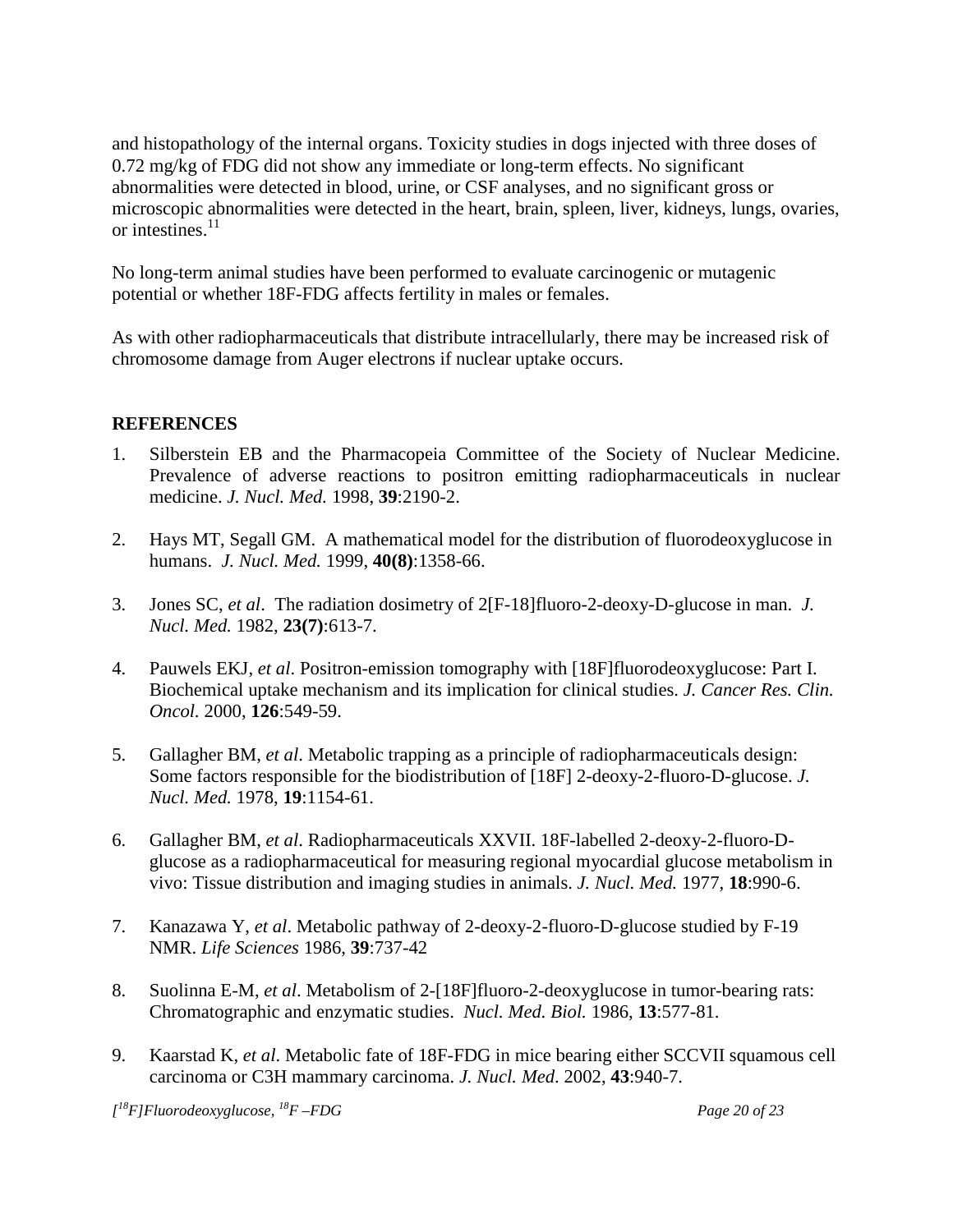and histopathology of the internal organs. Toxicity studies in dogs injected with three doses of 0.72 mg/kg of FDG did not show any immediate or long-term effects. No significant abnormalities were detected in blood, urine, or CSF analyses, and no significant gross or microscopic abnormalities were detected in the heart, brain, spleen, liver, kidneys, lungs, ovaries, or intestines.[11]

No long-term animal studies have been performed to evaluate carcinogenic or mutagenic potential or whether 18F-FDG affects fertility in males or females.

As with other radiopharmaceuticals that distribute intracellularly, there may be increased risk of chromosome damage from Auger electrons if nuclear uptake occurs.

## REFERENCES

1. Silberstein EB and the Pharmacopeia Committee of the Society of Nuclear Medicine. Prevalence of adverse reactions to positron emitting radiopharmaceuticals in nuclear medicine. *J. Nucl. Med.* 1998, **39**:2190-2.

2. Hays MT, Segall GM. A mathematical model for the distribution of fluorodeoxyglucose in humans. *J. Nucl. Med.* 1999, **40(8)**:1358-66.

3. Jones SC, *et al*. The radiation dosimetry of 2[F-18]fluoro-2-deoxy-D-glucose in man. *J. Nucl. Med.* 1982, **23(7)**:613-7.

4. Pauwels EKJ, *et al*. Positron-emission tomography with [18F]fluorodeoxyglucose: Part I. Biochemical uptake mechanism and its implication for clinical studies. *J. Cancer Res. Clin. Oncol.* 2000, **126**:549-59.

5. Gallagher BM, *et al*. Metabolic trapping as a principle of radiopharmaceuticals design: Some factors responsible for the biodistribution of [18F] 2-deoxy-2-fluoro-D-glucose. *J. Nucl. Med.* 1978, **19**:1154-61.

6. Gallagher BM, *et al*. Radiopharmaceuticals XXVII. 18F-labelled 2-deoxy-2-fluoro-D-glucose as a radiopharmaceutical for measuring regional myocardial glucose metabolism in vivo: Tissue distribution and imaging studies in animals. *J. Nucl. Med.* 1977, **18**:990-6.

7. Kanazawa Y, *et al*. Metabolic pathway of 2-deoxy-2-fluoro-D-glucose studied by F-19 NMR. *Life Sciences* 1986, **39**:737-42

8. Suolinna E-M, *et al*. Metabolism of 2-[18F]fluoro-2-deoxyglucose in tumor-bearing rats: Chromatographic and enzymatic studies. *Nucl. Med. Biol.* 1986, **13**:577-81.

9. Kaarstad K, *et al*. Metabolic fate of 18F-FDG in mice bearing either SCCVII squamous cell carcinoma or C3H mammary carcinoma. *J. Nucl. Med.* 2002, **43**:940-7.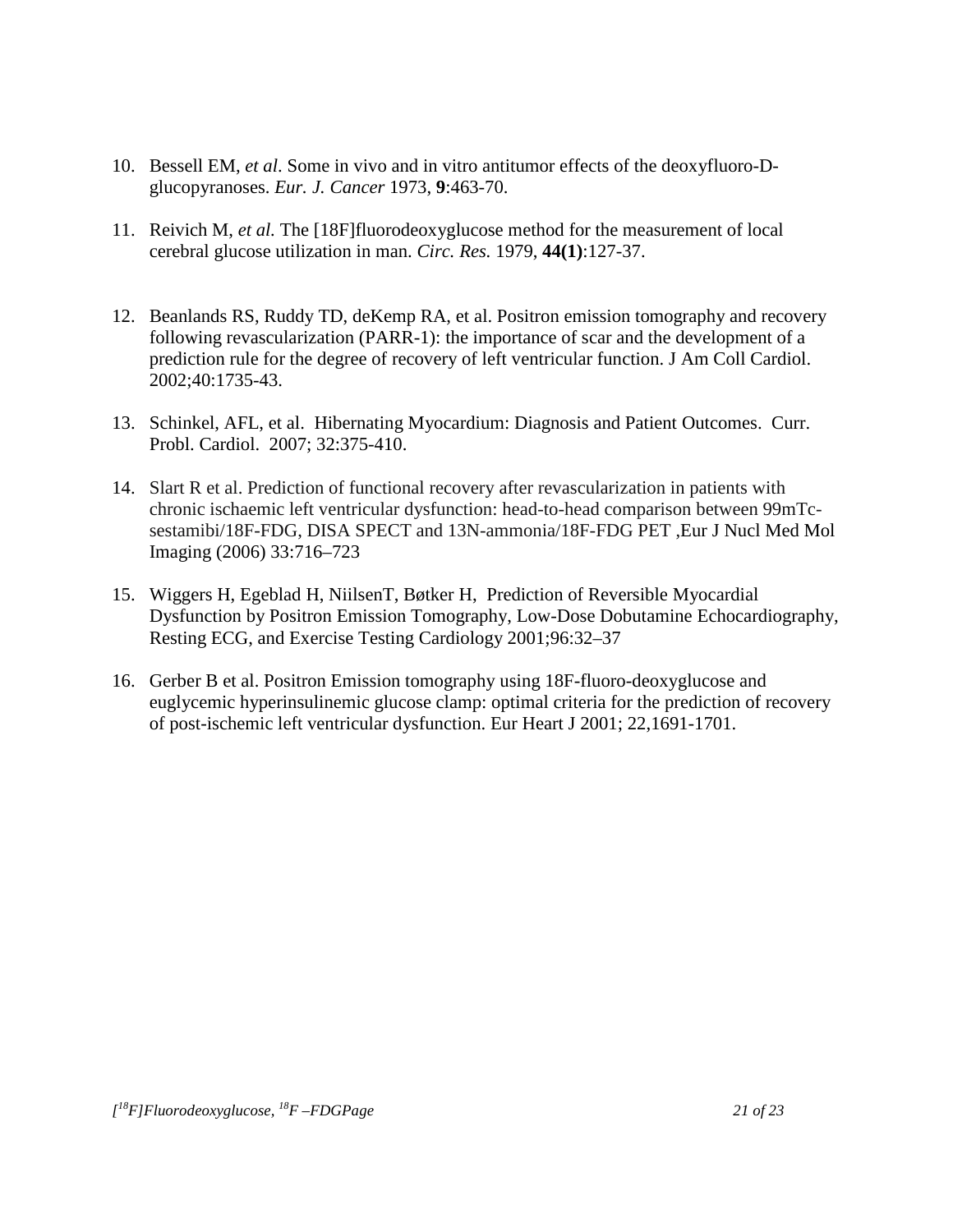10. Bessell EM, *et al*. Some in vivo and in vitro antitumor effects of the deoxyfluoro-D-glucopyranoses. *Eur. J. Cancer* 1973, **9**:463-70.

11. Reivich M, *et al.* The [18F]fluorodeoxyglucose method for the measurement of local cerebral glucose utilization in man. *Circ. Res.* 1979, **44(1)**:127-37.

12. Beanlands RS, Ruddy TD, deKemp RA, et al. Positron emission tomography and recovery following revascularization (PARR-1): the importance of scar and the development of a prediction rule for the degree of recovery of left ventricular function. J Am Coll Cardiol. 2002;40:1735-43.

13. Schinkel, AFL, et al. Hibernating Myocardium: Diagnosis and Patient Outcomes. Curr. Probl. Cardiol. 2007; 32:375-410.

14. Slart R et al. Prediction of functional recovery after revascularization in patients with chronic ischaemic left ventricular dysfunction: head-to-head comparison between 99mTc-sestamibi/18F-FDG, DISA SPECT and 13N-ammonia/18F-FDG PET ,Eur J Nucl Med Mol Imaging (2006) 33:716–723

15. Wiggers H, Egeblad H, NiilsenT, Bøtker H, Prediction of Reversible Myocardial Dysfunction by Positron Emission Tomography, Low-Dose Dobutamine Echocardiography, Resting ECG, and Exercise Testing Cardiology 2001;96:32–37

16. Gerber B et al. Positron Emission tomography using 18F-fluoro-deoxyglucose and euglycemic hyperinsulinemic glucose clamp: optimal criteria for the prediction of recovery of post-ischemic left ventricular dysfunction. Eur Heart J 2001; 22,1691-1701.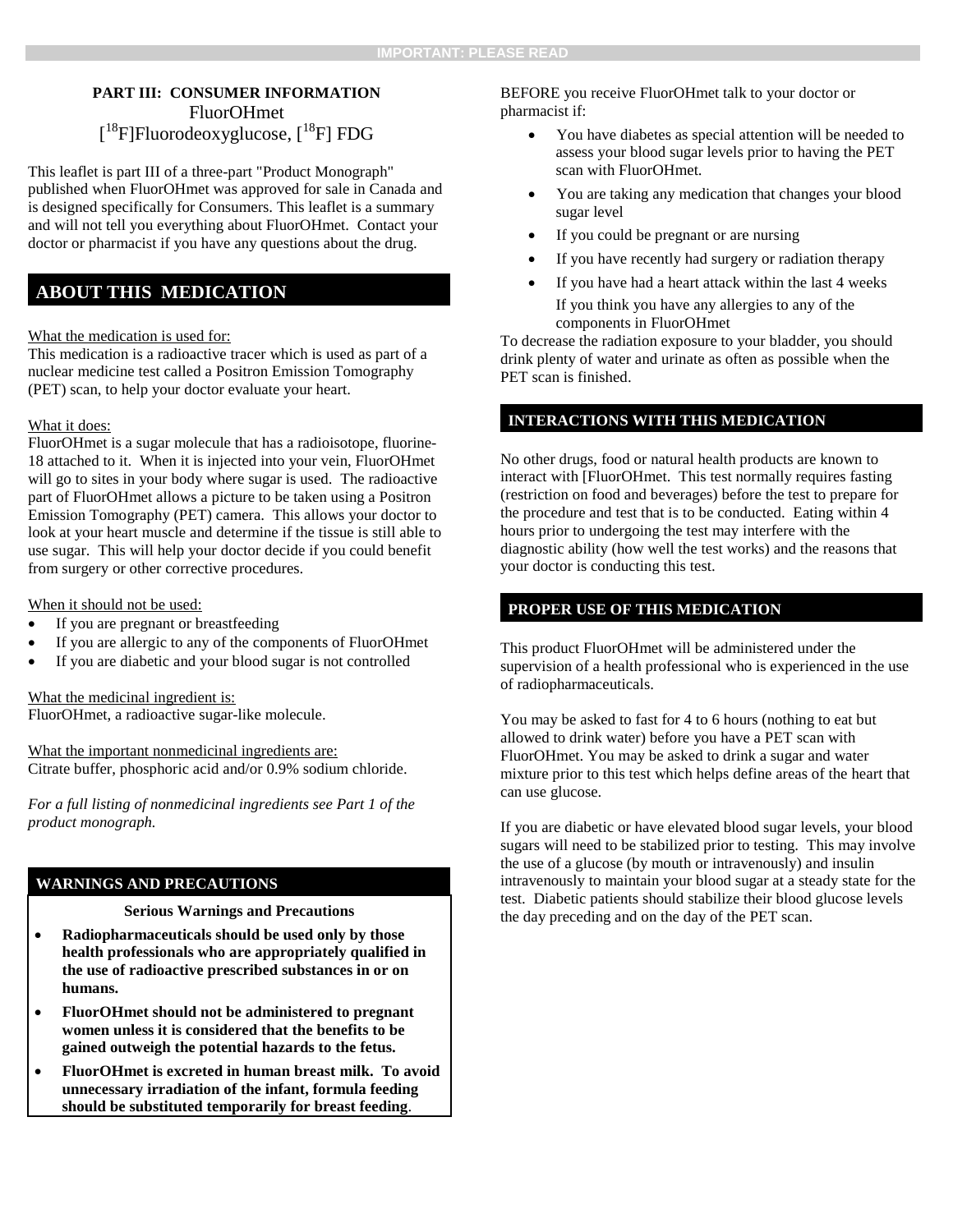IMPORTANT: PLEASE READ

**PART III: CONSUMER INFORMATION**

FluorOHmet

[$^{18}$F]Fluorodeoxyglucose, [$^{18}$F] FDG

This leaflet is part III of a three-part "Product Monograph" published when FluorOHmet was approved for sale in Canada and is designed specifically for Consumers. This leaflet is a summary and will not tell you everything about FluorOHmet. Contact your doctor or pharmacist if you have any questions about the drug.

## ABOUT THIS MEDICATION

What the medication is used for:

This medication is a radioactive tracer which is used as part of a nuclear medicine test called a Positron Emission Tomography (PET) scan, to help your doctor evaluate your heart.

What it does:

FluorOHmet is a sugar molecule that has a radioisotope, fluorine-18 attached to it. When it is injected into your vein, FluorOHmet will go to sites in your body where sugar is used. The radioactive part of FluorOHmet allows a picture to be taken using a Positron Emission Tomography (PET) camera. This allows your doctor to look at your heart muscle and determine if the tissue is still able to use sugar. This will help your doctor decide if you could benefit from surgery or other corrective procedures.

When it should not be used:

- If you are pregnant or breastfeeding
- If you are allergic to any of the components of FluorOHmet
- If you are diabetic and your blood sugar is not controlled

What the medicinal ingredient is:

FluorOHmet, a radioactive sugar-like molecule.

What the important nonmedicinal ingredients are:

Citrate buffer, phosphoric acid and/or 0.9% sodium chloride.

*For a full listing of nonmedicinal ingredients see Part 1 of the product monograph.*

## WARNINGS AND PRECAUTIONS

**Serious Warnings and Precautions**

- **Radiopharmaceuticals should be used only by those health professionals who are appropriately qualified in the use of radioactive prescribed substances in or on humans.**
- **FluorOHmet should not be administered to pregnant women unless it is considered that the benefits to be gained outweigh the potential hazards to the fetus.**
- **FluorOHmet is excreted in human breast milk. To avoid unnecessary irradiation of the infant, formula feeding should be substituted temporarily for breast feeding**.

BEFORE you receive FluorOHmet talk to your doctor or pharmacist if:

- You have diabetes as special attention will be needed to assess your blood sugar levels prior to having the PET scan with FluorOHmet.
- You are taking any medication that changes your blood sugar level
- If you could be pregnant or are nursing
- If you have recently had surgery or radiation therapy
- If you have had a heart attack within the last 4 weeks
  If you think you have any allergies to any of the components in FluorOHmet

To decrease the radiation exposure to your bladder, you should drink plenty of water and urinate as often as possible when the PET scan is finished.

## INTERACTIONS WITH THIS MEDICATION

No other drugs, food or natural health products are known to interact with [FluorOHmet. This test normally requires fasting (restriction on food and beverages) before the test to prepare for the procedure and test that is to be conducted. Eating within 4 hours prior to undergoing the test may interfere with the diagnostic ability (how well the test works) and the reasons that your doctor is conducting this test.

## PROPER USE OF THIS MEDICATION

This product FluorOHmet will be administered under the supervision of a health professional who is experienced in the use of radiopharmaceuticals.

You may be asked to fast for 4 to 6 hours (nothing to eat but allowed to drink water) before you have a PET scan with FluorOHmet. You may be asked to drink a sugar and water mixture prior to this test which helps define areas of the heart that can use glucose.

If you are diabetic or have elevated blood sugar levels, your blood sugars will need to be stabilized prior to testing. This may involve the use of a glucose (by mouth or intravenously) and insulin intravenously to maintain your blood sugar at a steady state for the test. Diabetic patients should stabilize their blood glucose levels the day preceding and on the day of the PET scan.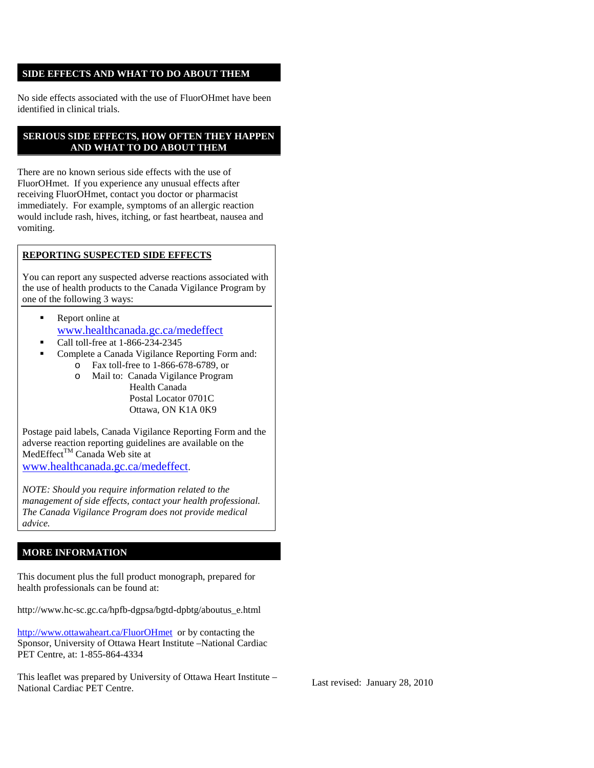## SIDE EFFECTS AND WHAT TO DO ABOUT THEM

No side effects associated with the use of FluorOHmet have been identified in clinical trials.

## SERIOUS SIDE EFFECTS, HOW OFTEN THEY HAPPEN AND WHAT TO DO ABOUT THEM

There are no known serious side effects with the use of FluorOHmet. If you experience any unusual effects after receiving FluorOHmet, contact you doctor or pharmacist immediately. For example, symptoms of an allergic reaction would include rash, hives, itching, or fast heartbeat, nausea and vomiting.

**REPORTING SUSPECTED SIDE EFFECTS**

You can report any suspected adverse reactions associated with the use of health products to the Canada Vigilance Program by one of the following 3 ways:

- Report online at www.healthcanada.gc.ca/medeffect
- Call toll-free at 1-866-234-2345
- Complete a Canada Vigilance Reporting Form and:
  - Fax toll-free to 1-866-678-6789, or
  - Mail to: Canada Vigilance Program
    Health Canada
    Postal Locator 0701C
    Ottawa, ON K1A 0K9

Postage paid labels, Canada Vigilance Reporting Form and the adverse reaction reporting guidelines are available on the MedEffect™ Canada Web site at www.healthcanada.gc.ca/medeffect.

*NOTE: Should you require information related to the management of side effects, contact your health professional. The Canada Vigilance Program does not provide medical advice.*

## MORE INFORMATION

This document plus the full product monograph, prepared for health professionals can be found at:

http://www.hc-sc.gc.ca/hpfb-dgpsa/bgtd-dpbtg/aboutus_e.html

http://www.ottawaheart.ca/FluorOHmet or by contacting the Sponsor, University of Ottawa Heart Institute –National Cardiac PET Centre, at: 1-855-864-4334

This leaflet was prepared by University of Ottawa Heart Institute – National Cardiac PET Centre.

Last revised: January 28, 2010